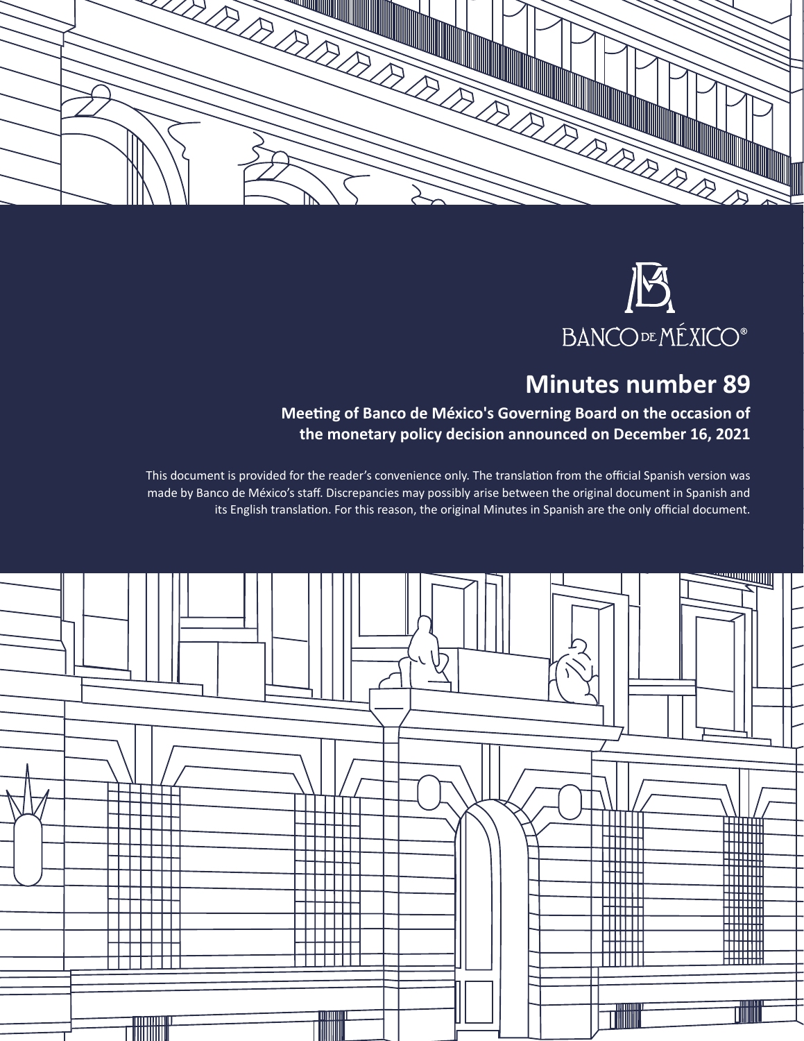BANCO DE MÉXICO®

# Minutes number 89

**Meeting of Banco de México's Governing Board on the occasion of the monetary policy decision announced on December 16, 2021**

This document is provided for the reader's convenience only. The translation from the official Spanish version was made by Banco de México's staff. Discrepancies may possibly arise between the original document in Spanish and its English translation. For this reason, the original Minutes in Spanish are the only official document.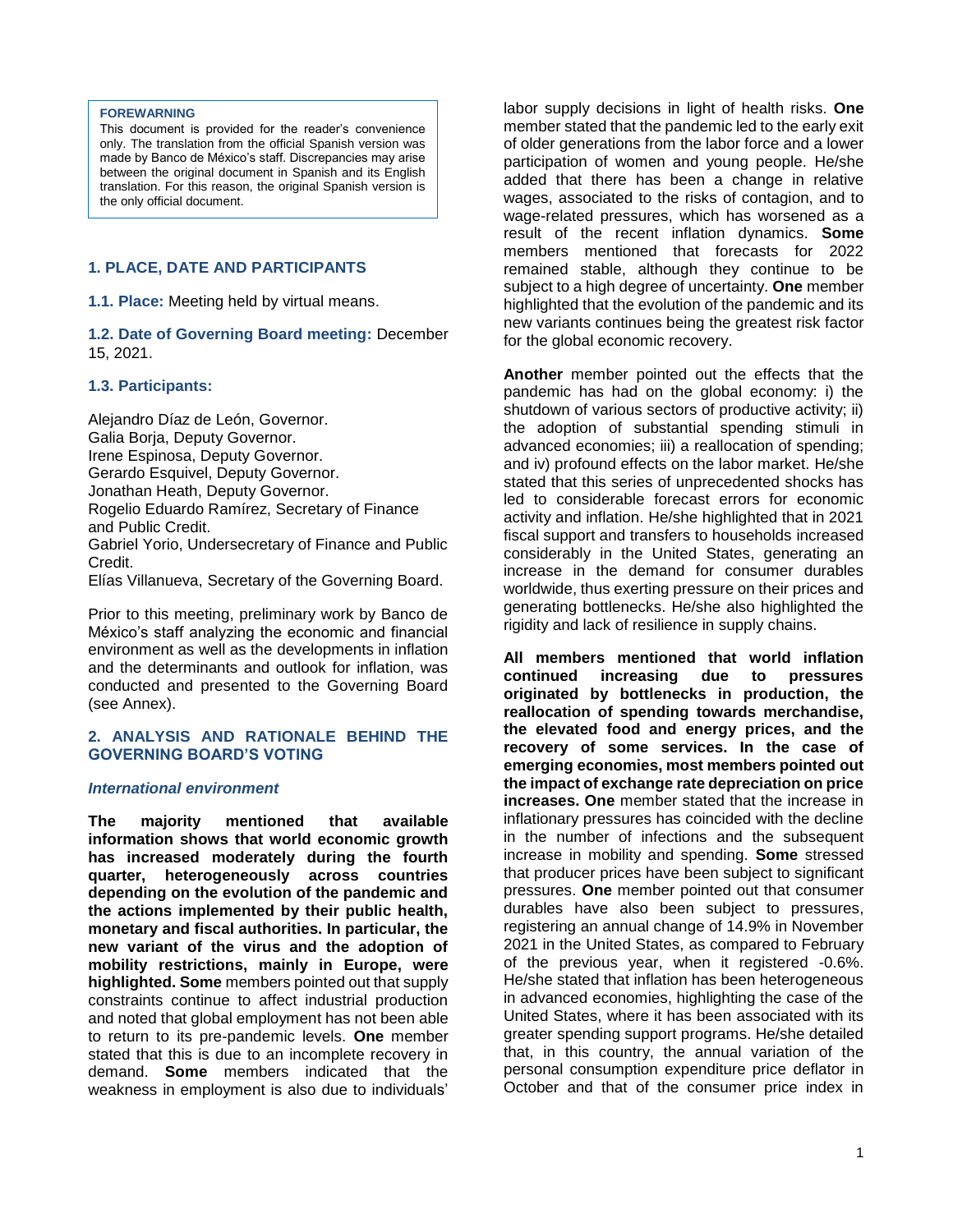**FOREWARNING**

This document is provided for the reader's convenience only. The translation from the official Spanish version was made by Banco de México's staff. Discrepancies may arise between the original document in Spanish and its English translation. For this reason, the original Spanish version is the only official document.

## 1. PLACE, DATE AND PARTICIPANTS

**1.1. Place:** Meeting held by virtual means.

**1.2. Date of Governing Board meeting:** December 15, 2021.

**1.3. Participants:**

Alejandro Díaz de León, Governor.
Galia Borja, Deputy Governor.
Irene Espinosa, Deputy Governor.
Gerardo Esquivel, Deputy Governor.
Jonathan Heath, Deputy Governor.
Rogelio Eduardo Ramírez, Secretary of Finance and Public Credit.
Gabriel Yorio, Undersecretary of Finance and Public Credit.
Elías Villanueva, Secretary of the Governing Board.

Prior to this meeting, preliminary work by Banco de México's staff analyzing the economic and financial environment as well as the developments in inflation and the determinants and outlook for inflation, was conducted and presented to the Governing Board (see Annex).

## 2. ANALYSIS AND RATIONALE BEHIND THE GOVERNING BOARD'S VOTING

### *International environment*

**The majority mentioned that available information shows that world economic growth has increased moderately during the fourth quarter, heterogeneously across countries depending on the evolution of the pandemic and the actions implemented by their public health, monetary and fiscal authorities. In particular, the new variant of the virus and the adoption of mobility restrictions, mainly in Europe, were highlighted. Some** members pointed out that supply constraints continue to affect industrial production and noted that global employment has not been able to return to its pre-pandemic levels. **One** member stated that this is due to an incomplete recovery in demand. **Some** members indicated that the weakness in employment is also due to individuals' labor supply decisions in light of health risks. **One** member stated that the pandemic led to the early exit of older generations from the labor force and a lower participation of women and young people. He/she added that there has been a change in relative wages, associated to the risks of contagion, and to wage-related pressures, which has worsened as a result of the recent inflation dynamics. **Some** members mentioned that forecasts for 2022 remained stable, although they continue to be subject to a high degree of uncertainty. **One** member highlighted that the evolution of the pandemic and its new variants continues being the greatest risk factor for the global economic recovery.

**Another** member pointed out the effects that the pandemic has had on the global economy: i) the shutdown of various sectors of productive activity; ii) the adoption of substantial spending stimuli in advanced economies; iii) a reallocation of spending; and iv) profound effects on the labor market. He/she stated that this series of unprecedented shocks has led to considerable forecast errors for economic activity and inflation. He/she highlighted that in 2021 fiscal support and transfers to households increased considerably in the United States, generating an increase in the demand for consumer durables worldwide, thus exerting pressure on their prices and generating bottlenecks. He/she also highlighted the rigidity and lack of resilience in supply chains.

**All members mentioned that world inflation continued increasing due to pressures originated by bottlenecks in production, the reallocation of spending towards merchandise, the elevated food and energy prices, and the recovery of some services. In the case of emerging economies, most members pointed out the impact of exchange rate depreciation on price increases. One** member stated that the increase in inflationary pressures has coincided with the decline in the number of infections and the subsequent increase in mobility and spending. **Some** stressed that producer prices have been subject to significant pressures. **One** member pointed out that consumer durables have also been subject to pressures, registering an annual change of 14.9% in November 2021 in the United States, as compared to February of the previous year, when it registered -0.6%. He/she stated that inflation has been heterogeneous in advanced economies, highlighting the case of the United States, where it has been associated with its greater spending support programs. He/she detailed that, in this country, the annual variation of the personal consumption expenditure price deflator in October and that of the consumer price index in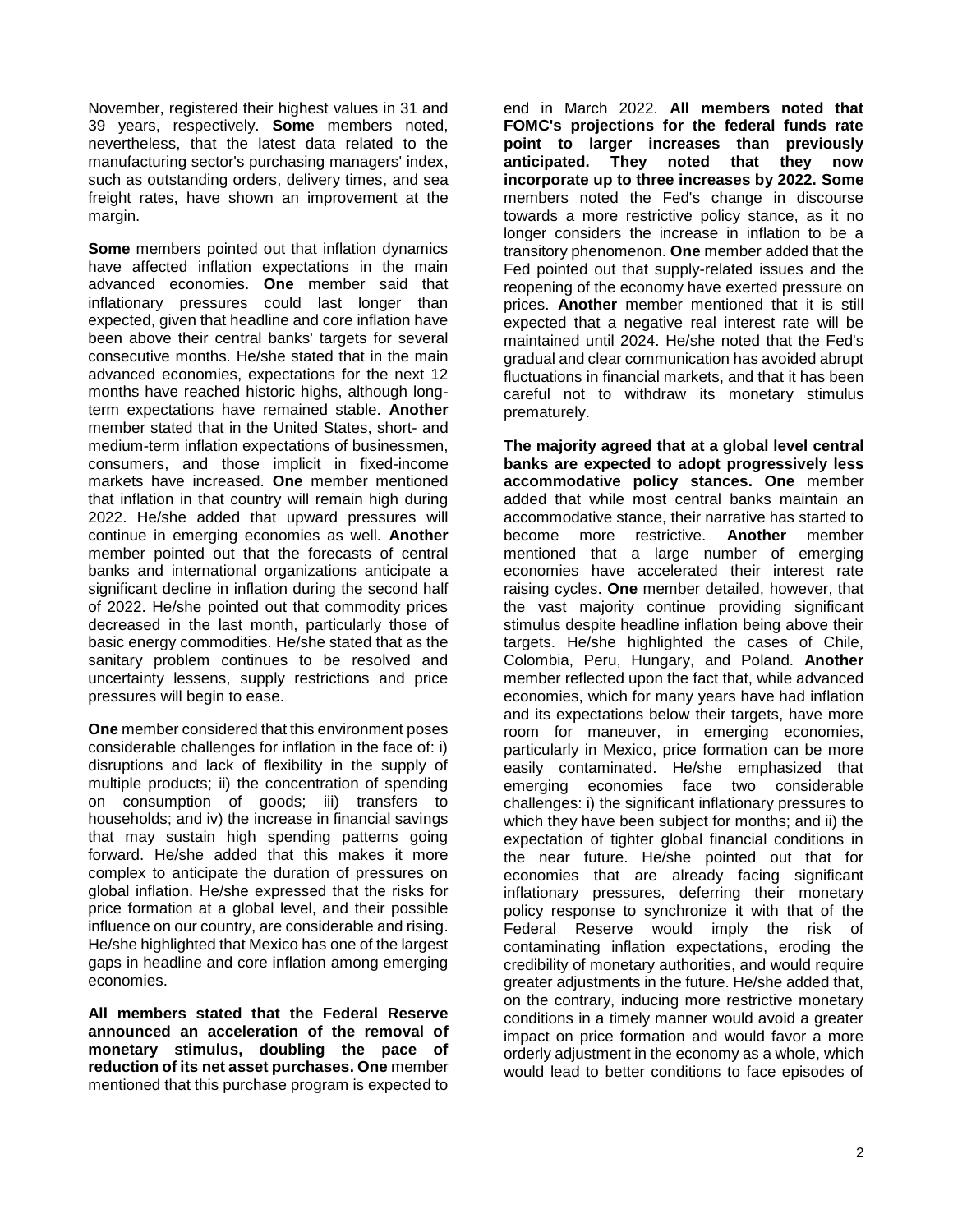November, registered their highest values in 31 and 39 years, respectively. **Some** members noted, nevertheless, that the latest data related to the manufacturing sector's purchasing managers' index, such as outstanding orders, delivery times, and sea freight rates, have shown an improvement at the margin.

**Some** members pointed out that inflation dynamics have affected inflation expectations in the main advanced economies. **One** member said that inflationary pressures could last longer than expected, given that headline and core inflation have been above their central banks' targets for several consecutive months. He/she stated that in the main advanced economies, expectations for the next 12 months have reached historic highs, although long-term expectations have remained stable. **Another** member stated that in the United States, short- and medium-term inflation expectations of businessmen, consumers, and those implicit in fixed-income markets have increased. **One** member mentioned that inflation in that country will remain high during 2022. He/she added that upward pressures will continue in emerging economies as well. **Another** member pointed out that the forecasts of central banks and international organizations anticipate a significant decline in inflation during the second half of 2022. He/she pointed out that commodity prices decreased in the last month, particularly those of basic energy commodities. He/she stated that as the sanitary problem continues to be resolved and uncertainty lessens, supply restrictions and price pressures will begin to ease.

**One** member considered that this environment poses considerable challenges for inflation in the face of: i) disruptions and lack of flexibility in the supply of multiple products; ii) the concentration of spending on consumption of goods; iii) transfers to households; and iv) the increase in financial savings that may sustain high spending patterns going forward. He/she added that this makes it more complex to anticipate the duration of pressures on global inflation. He/she expressed that the risks for price formation at a global level, and their possible influence on our country, are considerable and rising. He/she highlighted that Mexico has one of the largest gaps in headline and core inflation among emerging economies.

**All members stated that the Federal Reserve announced an acceleration of the removal of monetary stimulus, doubling the pace of reduction of its net asset purchases. One** member mentioned that this purchase program is expected to end in March 2022. **All members noted that FOMC's projections for the federal funds rate point to larger increases than previously anticipated. They noted that they now incorporate up to three increases by 2022. Some** members noted the Fed's change in discourse towards a more restrictive policy stance, as it no longer considers the increase in inflation to be a transitory phenomenon. **One** member added that the Fed pointed out that supply-related issues and the reopening of the economy have exerted pressure on prices. **Another** member mentioned that it is still expected that a negative real interest rate will be maintained until 2024. He/she noted that the Fed's gradual and clear communication has avoided abrupt fluctuations in financial markets, and that it has been careful not to withdraw its monetary stimulus prematurely.

**The majority agreed that at a global level central banks are expected to adopt progressively less accommodative policy stances. One** member added that while most central banks maintain an accommodative stance, their narrative has started to become more restrictive. **Another** member mentioned that a large number of emerging economies have accelerated their interest rate raising cycles. **One** member detailed, however, that the vast majority continue providing significant stimulus despite headline inflation being above their targets. He/she highlighted the cases of Chile, Colombia, Peru, Hungary, and Poland. **Another** member reflected upon the fact that, while advanced economies, which for many years have had inflation and its expectations below their targets, have more room for maneuver, in emerging economies, particularly in Mexico, price formation can be more easily contaminated. He/she emphasized that emerging economies face two considerable challenges: i) the significant inflationary pressures to which they have been subject for months; and ii) the expectation of tighter global financial conditions in the near future. He/she pointed out that for economies that are already facing significant inflationary pressures, deferring their monetary policy response to synchronize it with that of the Federal Reserve would imply the risk of contaminating inflation expectations, eroding the credibility of monetary authorities, and would require greater adjustments in the future. He/she added that, on the contrary, inducing more restrictive monetary conditions in a timely manner would avoid a greater impact on price formation and would favor a more orderly adjustment in the economy as a whole, which would lead to better conditions to face episodes of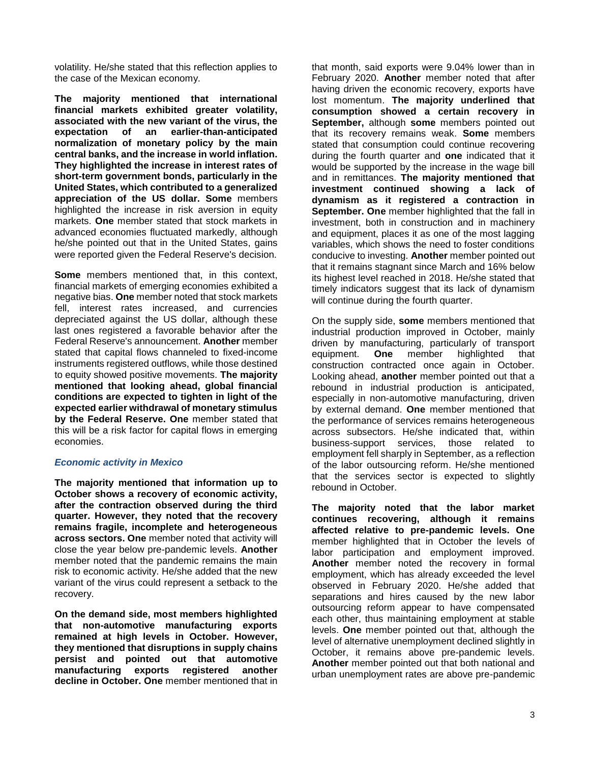volatility. He/she stated that this reflection applies to the case of the Mexican economy.

**The majority mentioned that international financial markets exhibited greater volatility, associated with the new variant of the virus, the expectation of an earlier-than-anticipated normalization of monetary policy by the main central banks, and the increase in world inflation. They highlighted the increase in interest rates of short-term government bonds, particularly in the United States, which contributed to a generalized appreciation of the US dollar. Some** members highlighted the increase in risk aversion in equity markets. **One** member stated that stock markets in advanced economies fluctuated markedly, although he/she pointed out that in the United States, gains were reported given the Federal Reserve's decision.

**Some** members mentioned that, in this context, financial markets of emerging economies exhibited a negative bias. **One** member noted that stock markets fell, interest rates increased, and currencies depreciated against the US dollar, although these last ones registered a favorable behavior after the Federal Reserve's announcement. **Another** member stated that capital flows channeled to fixed-income instruments registered outflows, while those destined to equity showed positive movements. **The majority mentioned that looking ahead, global financial conditions are expected to tighten in light of the expected earlier withdrawal of monetary stimulus by the Federal Reserve. One** member stated that this will be a risk factor for capital flows in emerging economies.

### *Economic activity in Mexico*

**The majority mentioned that information up to October shows a recovery of economic activity, after the contraction observed during the third quarter. However, they noted that the recovery remains fragile, incomplete and heterogeneous across sectors. One** member noted that activity will close the year below pre-pandemic levels. **Another** member noted that the pandemic remains the main risk to economic activity. He/she added that the new variant of the virus could represent a setback to the recovery.

**On the demand side, most members highlighted that non-automotive manufacturing exports remained at high levels in October. However, they mentioned that disruptions in supply chains persist and pointed out that automotive manufacturing exports registered another decline in October. One** member mentioned that in that month, said exports were 9.04% lower than in February 2020. **Another** member noted that after having driven the economic recovery, exports have lost momentum. **The majority underlined that consumption showed a certain recovery in September,** although **some** members pointed out that its recovery remains weak. **Some** members stated that consumption could continue recovering during the fourth quarter and **one** indicated that it would be supported by the increase in the wage bill and in remittances. **The majority mentioned that investment continued showing a lack of dynamism as it registered a contraction in September. One** member highlighted that the fall in investment, both in construction and in machinery and equipment, places it as one of the most lagging variables, which shows the need to foster conditions conducive to investing. **Another** member pointed out that it remains stagnant since March and 16% below its highest level reached in 2018. He/she stated that timely indicators suggest that its lack of dynamism will continue during the fourth quarter.

On the supply side, **some** members mentioned that industrial production improved in October, mainly driven by manufacturing, particularly of transport equipment. **One** member highlighted that construction contracted once again in October. Looking ahead, **another** member pointed out that a rebound in industrial production is anticipated, especially in non-automotive manufacturing, driven by external demand. **One** member mentioned that the performance of services remains heterogeneous across subsectors. He/she indicated that, within business-support services, those related to employment fell sharply in September, as a reflection of the labor outsourcing reform. He/she mentioned that the services sector is expected to slightly rebound in October.

**The majority noted that the labor market continues recovering, although it remains affected relative to pre-pandemic levels. One** member highlighted that in October the levels of labor participation and employment improved. **Another** member noted the recovery in formal employment, which has already exceeded the level observed in February 2020. He/she added that separations and hires caused by the new labor outsourcing reform appear to have compensated each other, thus maintaining employment at stable levels. **One** member pointed out that, although the level of alternative unemployment declined slightly in October, it remains above pre-pandemic levels. **Another** member pointed out that both national and urban unemployment rates are above pre-pandemic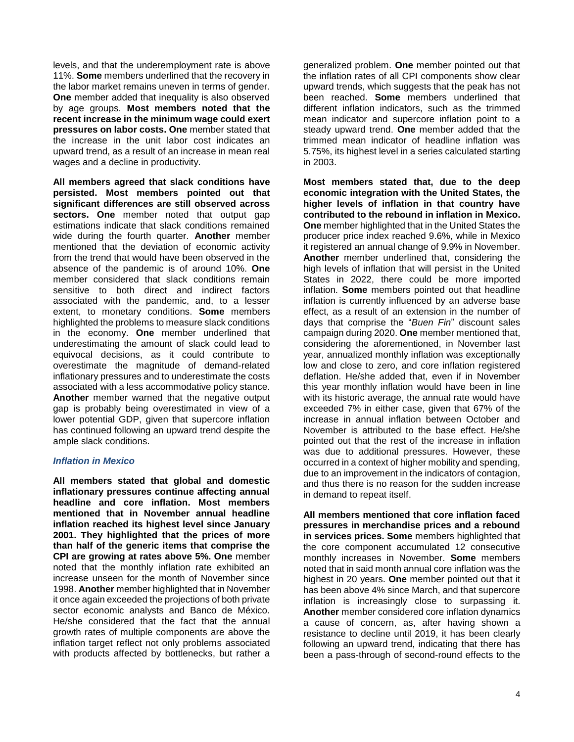levels, and that the underemployment rate is above 11%. **Some** members underlined that the recovery in the labor market remains uneven in terms of gender. **One** member added that inequality is also observed by age groups. **Most members noted that the recent increase in the minimum wage could exert pressures on labor costs. One** member stated that the increase in the unit labor cost indicates an upward trend, as a result of an increase in mean real wages and a decline in productivity.

**All members agreed that slack conditions have persisted. Most members pointed out that significant differences are still observed across sectors. One** member noted that output gap estimations indicate that slack conditions remained wide during the fourth quarter. **Another** member mentioned that the deviation of economic activity from the trend that would have been observed in the absence of the pandemic is of around 10%. **One** member considered that slack conditions remain sensitive to both direct and indirect factors associated with the pandemic, and, to a lesser extent, to monetary conditions. **Some** members highlighted the problems to measure slack conditions in the economy. **One** member underlined that underestimating the amount of slack could lead to equivocal decisions, as it could contribute to overestimate the magnitude of demand-related inflationary pressures and to underestimate the costs associated with a less accommodative policy stance. **Another** member warned that the negative output gap is probably being overestimated in view of a lower potential GDP, given that supercore inflation has continued following an upward trend despite the ample slack conditions.

### *Inflation in Mexico*

**All members stated that global and domestic inflationary pressures continue affecting annual headline and core inflation. Most members mentioned that in November annual headline inflation reached its highest level since January 2001. They highlighted that the prices of more than half of the generic items that comprise the CPI are growing at rates above 5%. One** member noted that the monthly inflation rate exhibited an increase unseen for the month of November since 1998. **Another** member highlighted that in November it once again exceeded the projections of both private sector economic analysts and Banco de México. He/she considered that the fact that the annual growth rates of multiple components are above the inflation target reflect not only problems associated with products affected by bottlenecks, but rather a generalized problem. **One** member pointed out that the inflation rates of all CPI components show clear upward trends, which suggests that the peak has not been reached. **Some** members underlined that different inflation indicators, such as the trimmed mean indicator and supercore inflation point to a steady upward trend. **One** member added that the trimmed mean indicator of headline inflation was 5.75%, its highest level in a series calculated starting in 2003.

**Most members stated that, due to the deep economic integration with the United States, the higher levels of inflation in that country have contributed to the rebound in inflation in Mexico. One** member highlighted that in the United States the producer price index reached 9.6%, while in Mexico it registered an annual change of 9.9% in November. **Another** member underlined that, considering the high levels of inflation that will persist in the United States in 2022, there could be more imported inflation. **Some** members pointed out that headline inflation is currently influenced by an adverse base effect, as a result of an extension in the number of days that comprise the "*Buen Fin*" discount sales campaign during 2020. **One** member mentioned that, considering the aforementioned, in November last year, annualized monthly inflation was exceptionally low and close to zero, and core inflation registered deflation. He/she added that, even if in November this year monthly inflation would have been in line with its historic average, the annual rate would have exceeded 7% in either case, given that 67% of the increase in annual inflation between October and November is attributed to the base effect. He/she pointed out that the rest of the increase in inflation was due to additional pressures. However, these occurred in a context of higher mobility and spending, due to an improvement in the indicators of contagion, and thus there is no reason for the sudden increase in demand to repeat itself.

**All members mentioned that core inflation faced pressures in merchandise prices and a rebound in services prices. Some** members highlighted that the core component accumulated 12 consecutive monthly increases in November. **Some** members noted that in said month annual core inflation was the highest in 20 years. **One** member pointed out that it has been above 4% since March, and that supercore inflation is increasingly close to surpassing it. **Another** member considered core inflation dynamics a cause of concern, as, after having shown a resistance to decline until 2019, it has been clearly following an upward trend, indicating that there has been a pass-through of second-round effects to the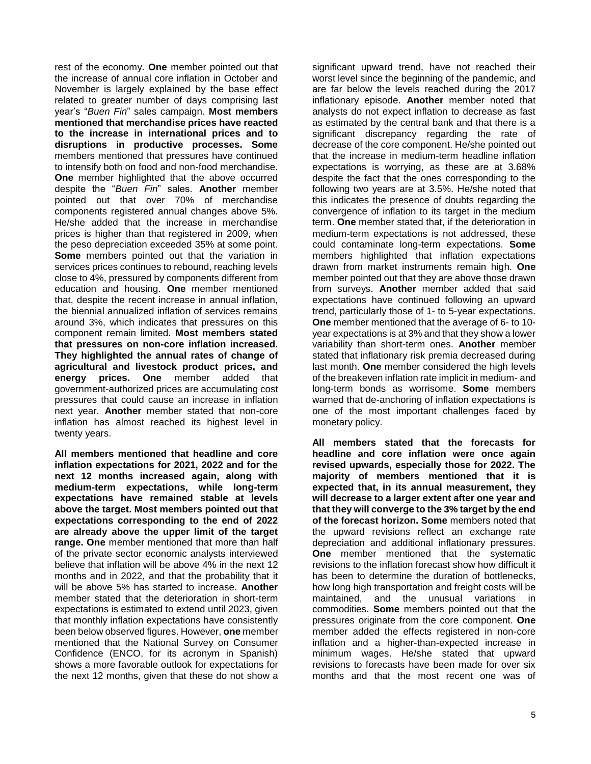rest of the economy. **One** member pointed out that the increase of annual core inflation in October and November is largely explained by the base effect related to greater number of days comprising last year's "*Buen Fin*" sales campaign. **Most members mentioned that merchandise prices have reacted to the increase in international prices and to disruptions in productive processes. Some** members mentioned that pressures have continued to intensify both on food and non-food merchandise. **One** member highlighted that the above occurred despite the "*Buen Fin*" sales. **Another** member pointed out that over 70% of merchandise components registered annual changes above 5%. He/she added that the increase in merchandise prices is higher than that registered in 2009, when the peso depreciation exceeded 35% at some point. **Some** members pointed out that the variation in services prices continues to rebound, reaching levels close to 4%, pressured by components different from education and housing. **One** member mentioned that, despite the recent increase in annual inflation, the biennial annualized inflation of services remains around 3%, which indicates that pressures on this component remain limited. **Most members stated that pressures on non-core inflation increased. They highlighted the annual rates of change of agricultural and livestock product prices, and energy prices. One** member added that government-authorized prices are accumulating cost pressures that could cause an increase in inflation next year. **Another** member stated that non-core inflation has almost reached its highest level in twenty years.

**All members mentioned that headline and core inflation expectations for 2021, 2022 and for the next 12 months increased again, along with medium-term expectations, while long-term expectations have remained stable at levels above the target. Most members pointed out that expectations corresponding to the end of 2022 are already above the upper limit of the target range. One** member mentioned that more than half of the private sector economic analysts interviewed believe that inflation will be above 4% in the next 12 months and in 2022, and that the probability that it will be above 5% has started to increase. **Another** member stated that the deterioration in short-term expectations is estimated to extend until 2023, given that monthly inflation expectations have consistently been below observed figures. However, **one** member mentioned that the National Survey on Consumer Confidence (ENCO, for its acronym in Spanish) shows a more favorable outlook for expectations for the next 12 months, given that these do not show a significant upward trend, have not reached their worst level since the beginning of the pandemic, and are far below the levels reached during the 2017 inflationary episode. **Another** member noted that analysts do not expect inflation to decrease as fast as estimated by the central bank and that there is a significant discrepancy regarding the rate of decrease of the core component. He/she pointed out that the increase in medium-term headline inflation expectations is worrying, as these are at 3.68% despite the fact that the ones corresponding to the following two years are at 3.5%. He/she noted that this indicates the presence of doubts regarding the convergence of inflation to its target in the medium term. **One** member stated that, if the deterioration in medium-term expectations is not addressed, these could contaminate long-term expectations. **Some** members highlighted that inflation expectations drawn from market instruments remain high. **One** member pointed out that they are above those drawn from surveys. **Another** member added that said expectations have continued following an upward trend, particularly those of 1- to 5-year expectations. **One** member mentioned that the average of 6- to 10-year expectations is at 3% and that they show a lower variability than short-term ones. **Another** member stated that inflationary risk premia decreased during last month. **One** member considered the high levels of the breakeven inflation rate implicit in medium- and long-term bonds as worrisome. **Some** members warned that de-anchoring of inflation expectations is one of the most important challenges faced by monetary policy.

**All members stated that the forecasts for headline and core inflation were once again revised upwards, especially those for 2022. The majority of members mentioned that it is expected that, in its annual measurement, they will decrease to a larger extent after one year and that they will converge to the 3% target by the end of the forecast horizon. Some** members noted that the upward revisions reflect an exchange rate depreciation and additional inflationary pressures. **One** member mentioned that the systematic revisions to the inflation forecast show how difficult it has been to determine the duration of bottlenecks, how long high transportation and freight costs will be maintained, and the unusual variations in commodities. **Some** members pointed out that the pressures originate from the core component. **One** member added the effects registered in non-core inflation and a higher-than-expected increase in minimum wages. He/she stated that upward revisions to forecasts have been made for over six months and that the most recent one was of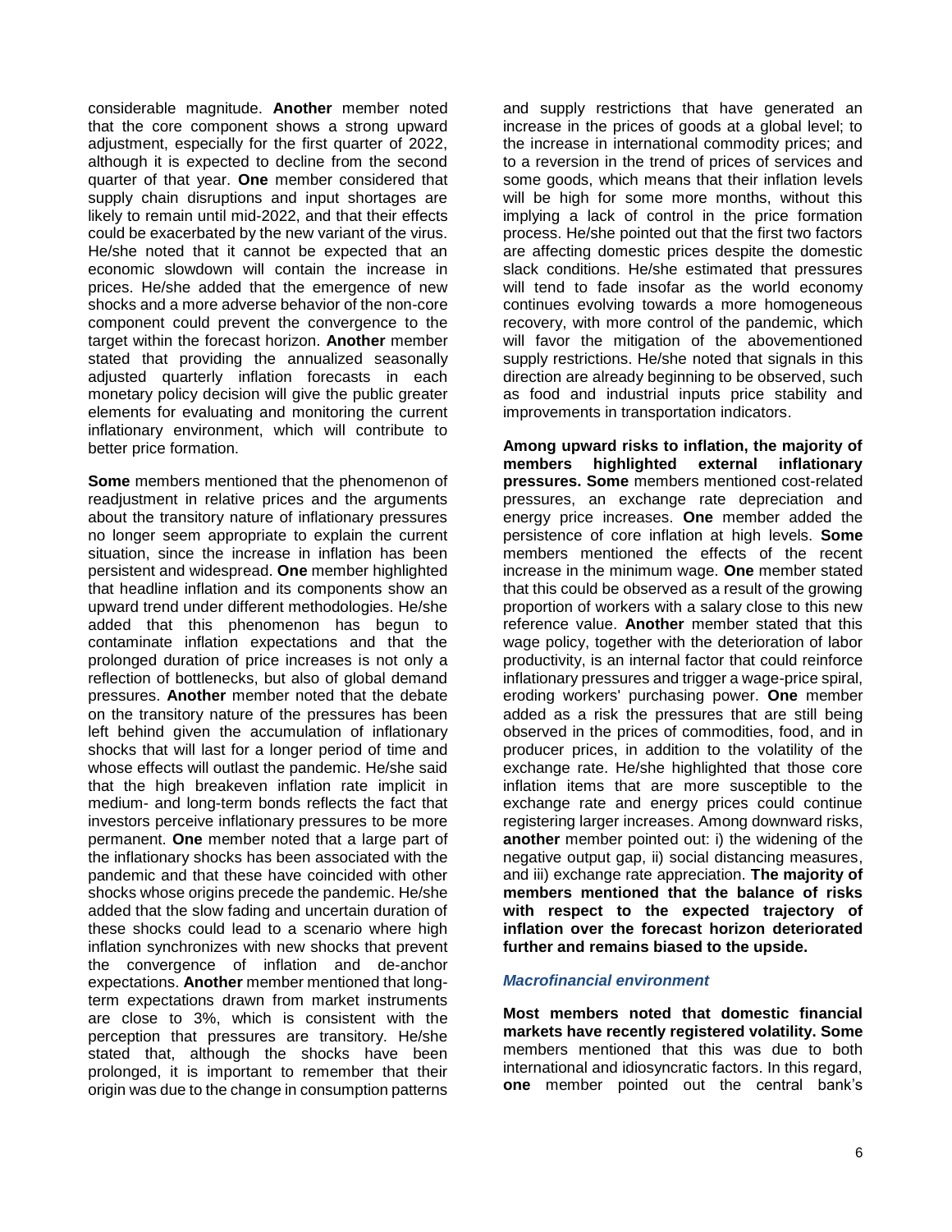considerable magnitude. **Another** member noted that the core component shows a strong upward adjustment, especially for the first quarter of 2022, although it is expected to decline from the second quarter of that year. **One** member considered that supply chain disruptions and input shortages are likely to remain until mid-2022, and that their effects could be exacerbated by the new variant of the virus. He/she noted that it cannot be expected that an economic slowdown will contain the increase in prices. He/she added that the emergence of new shocks and a more adverse behavior of the non-core component could prevent the convergence to the target within the forecast horizon. **Another** member stated that providing the annualized seasonally adjusted quarterly inflation forecasts in each monetary policy decision will give the public greater elements for evaluating and monitoring the current inflationary environment, which will contribute to better price formation.

**Some** members mentioned that the phenomenon of readjustment in relative prices and the arguments about the transitory nature of inflationary pressures no longer seem appropriate to explain the current situation, since the increase in inflation has been persistent and widespread. **One** member highlighted that headline inflation and its components show an upward trend under different methodologies. He/she added that this phenomenon has begun to contaminate inflation expectations and that the prolonged duration of price increases is not only a reflection of bottlenecks, but also of global demand pressures. **Another** member noted that the debate on the transitory nature of the pressures has been left behind given the accumulation of inflationary shocks that will last for a longer period of time and whose effects will outlast the pandemic. He/she said that the high breakeven inflation rate implicit in medium- and long-term bonds reflects the fact that investors perceive inflationary pressures to be more permanent. **One** member noted that a large part of the inflationary shocks has been associated with the pandemic and that these have coincided with other shocks whose origins precede the pandemic. He/she added that the slow fading and uncertain duration of these shocks could lead to a scenario where high inflation synchronizes with new shocks that prevent the convergence of inflation and de-anchor expectations. **Another** member mentioned that long-term expectations drawn from market instruments are close to 3%, which is consistent with the perception that pressures are transitory. He/she stated that, although the shocks have been prolonged, it is important to remember that their origin was due to the change in consumption patterns and supply restrictions that have generated an increase in the prices of goods at a global level; to the increase in international commodity prices; and to a reversion in the trend of prices of services and some goods, which means that their inflation levels will be high for some more months, without this implying a lack of control in the price formation process. He/she pointed out that the first two factors are affecting domestic prices despite the domestic slack conditions. He/she estimated that pressures will tend to fade insofar as the world economy continues evolving towards a more homogeneous recovery, with more control of the pandemic, which will favor the mitigation of the abovementioned supply restrictions. He/she noted that signals in this direction are already beginning to be observed, such as food and industrial inputs price stability and improvements in transportation indicators.

**Among upward risks to inflation, the majority of members highlighted external inflationary pressures. Some** members mentioned cost-related pressures, an exchange rate depreciation and energy price increases. **One** member added the persistence of core inflation at high levels. **Some** members mentioned the effects of the recent increase in the minimum wage. **One** member stated that this could be observed as a result of the growing proportion of workers with a salary close to this new reference value. **Another** member stated that this wage policy, together with the deterioration of labor productivity, is an internal factor that could reinforce inflationary pressures and trigger a wage-price spiral, eroding workers' purchasing power. **One** member added as a risk the pressures that are still being observed in the prices of commodities, food, and in producer prices, in addition to the volatility of the exchange rate. He/she highlighted that those core inflation items that are more susceptible to the exchange rate and energy prices could continue registering larger increases. Among downward risks, **another** member pointed out: i) the widening of the negative output gap, ii) social distancing measures, and iii) exchange rate appreciation. **The majority of members mentioned that the balance of risks with respect to the expected trajectory of inflation over the forecast horizon deteriorated further and remains biased to the upside.**

### *Macrofinancial environment*

**Most members noted that domestic financial markets have recently registered volatility. Some** members mentioned that this was due to both international and idiosyncratic factors. In this regard, **one** member pointed out the central bank's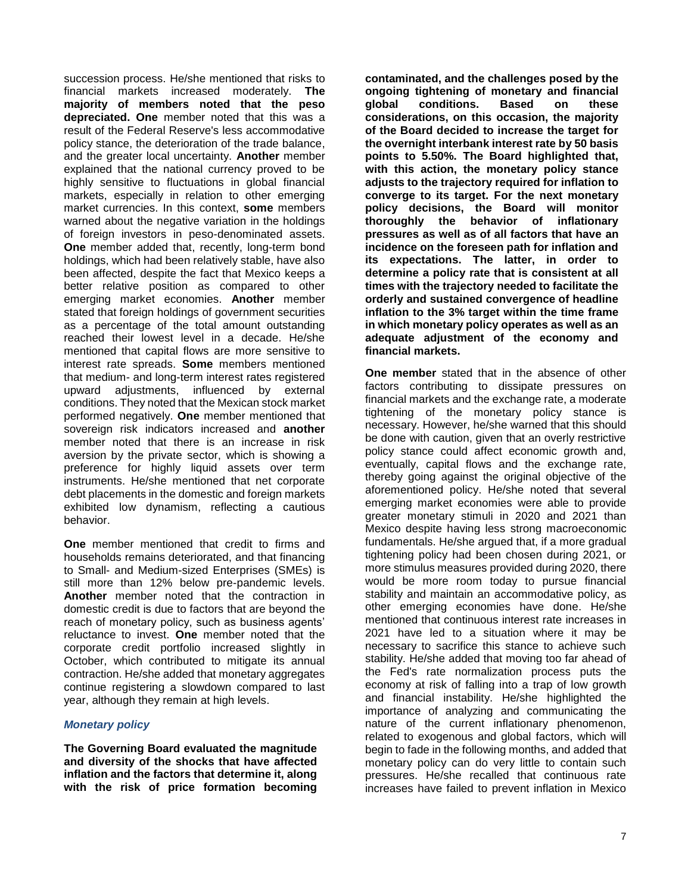succession process. He/she mentioned that risks to financial markets increased moderately. **The majority of members noted that the peso depreciated. One** member noted that this was a result of the Federal Reserve's less accommodative policy stance, the deterioration of the trade balance, and the greater local uncertainty. **Another** member explained that the national currency proved to be highly sensitive to fluctuations in global financial markets, especially in relation to other emerging market currencies. In this context, **some** members warned about the negative variation in the holdings of foreign investors in peso-denominated assets. **One** member added that, recently, long-term bond holdings, which had been relatively stable, have also been affected, despite the fact that Mexico keeps a better relative position as compared to other emerging market economies. **Another** member stated that foreign holdings of government securities as a percentage of the total amount outstanding reached their lowest level in a decade. He/she mentioned that capital flows are more sensitive to interest rate spreads. **Some** members mentioned that medium- and long-term interest rates registered upward adjustments, influenced by external conditions. They noted that the Mexican stock market performed negatively. **One** member mentioned that sovereign risk indicators increased and **another** member noted that there is an increase in risk aversion by the private sector, which is showing a preference for highly liquid assets over term instruments. He/she mentioned that net corporate debt placements in the domestic and foreign markets exhibited low dynamism, reflecting a cautious behavior.

**One** member mentioned that credit to firms and households remains deteriorated, and that financing to Small- and Medium-sized Enterprises (SMEs) is still more than 12% below pre-pandemic levels. **Another** member noted that the contraction in domestic credit is due to factors that are beyond the reach of monetary policy, such as business agents' reluctance to invest. **One** member noted that the corporate credit portfolio increased slightly in October, which contributed to mitigate its annual contraction. He/she added that monetary aggregates continue registering a slowdown compared to last year, although they remain at high levels.

### *Monetary policy*

**The Governing Board evaluated the magnitude and diversity of the shocks that have affected inflation and the factors that determine it, along with the risk of price formation becoming contaminated, and the challenges posed by the ongoing tightening of monetary and financial global conditions. Based on these considerations, on this occasion, the majority of the Board decided to increase the target for the overnight interbank interest rate by 50 basis points to 5.50%. The Board highlighted that, with this action, the monetary policy stance adjusts to the trajectory required for inflation to converge to its target. For the next monetary policy decisions, the Board will monitor thoroughly the behavior of inflationary pressures as well as of all factors that have an incidence on the foreseen path for inflation and its expectations. The latter, in order to determine a policy rate that is consistent at all times with the trajectory needed to facilitate the orderly and sustained convergence of headline inflation to the 3% target within the time frame in which monetary policy operates as well as an adequate adjustment of the economy and financial markets.**

**One member** stated that in the absence of other factors contributing to dissipate pressures on financial markets and the exchange rate, a moderate tightening of the monetary policy stance is necessary. However, he/she warned that this should be done with caution, given that an overly restrictive policy stance could affect economic growth and, eventually, capital flows and the exchange rate, thereby going against the original objective of the aforementioned policy. He/she noted that several emerging market economies were able to provide greater monetary stimuli in 2020 and 2021 than Mexico despite having less strong macroeconomic fundamentals. He/she argued that, if a more gradual tightening policy had been chosen during 2021, or more stimulus measures provided during 2020, there would be more room today to pursue financial stability and maintain an accommodative policy, as other emerging economies have done. He/she mentioned that continuous interest rate increases in 2021 have led to a situation where it may be necessary to sacrifice this stance to achieve such stability. He/she added that moving too far ahead of the Fed's rate normalization process puts the economy at risk of falling into a trap of low growth and financial instability. He/she highlighted the importance of analyzing and communicating the nature of the current inflationary phenomenon, related to exogenous and global factors, which will begin to fade in the following months, and added that monetary policy can do very little to contain such pressures. He/she recalled that continuous rate increases have failed to prevent inflation in Mexico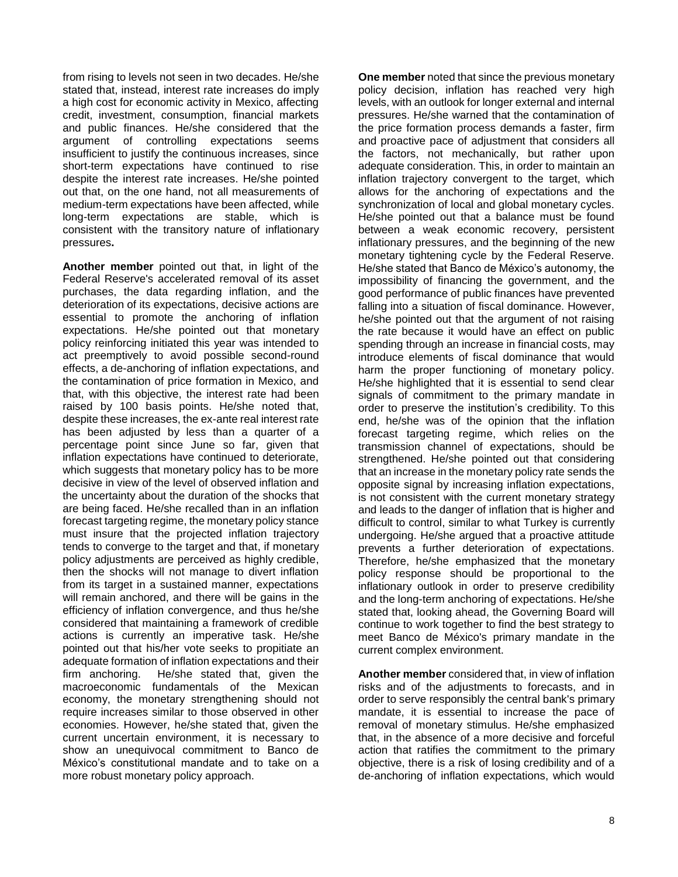from rising to levels not seen in two decades. He/she stated that, instead, interest rate increases do imply a high cost for economic activity in Mexico, affecting credit, investment, consumption, financial markets and public finances. He/she considered that the argument of controlling expectations seems insufficient to justify the continuous increases, since short-term expectations have continued to rise despite the interest rate increases. He/she pointed out that, on the one hand, not all measurements of medium-term expectations have been affected, while long-term expectations are stable, which is consistent with the transitory nature of inflationary pressures**.**

**Another member** pointed out that, in light of the Federal Reserve's accelerated removal of its asset purchases, the data regarding inflation, and the deterioration of its expectations, decisive actions are essential to promote the anchoring of inflation expectations. He/she pointed out that monetary policy reinforcing initiated this year was intended to act preemptively to avoid possible second-round effects, a de-anchoring of inflation expectations, and the contamination of price formation in Mexico, and that, with this objective, the interest rate had been raised by 100 basis points. He/she noted that, despite these increases, the ex-ante real interest rate has been adjusted by less than a quarter of a percentage point since June so far, given that inflation expectations have continued to deteriorate, which suggests that monetary policy has to be more decisive in view of the level of observed inflation and the uncertainty about the duration of the shocks that are being faced. He/she recalled than in an inflation forecast targeting regime, the monetary policy stance must insure that the projected inflation trajectory tends to converge to the target and that, if monetary policy adjustments are perceived as highly credible, then the shocks will not manage to divert inflation from its target in a sustained manner, expectations will remain anchored, and there will be gains in the efficiency of inflation convergence, and thus he/she considered that maintaining a framework of credible actions is currently an imperative task. He/she pointed out that his/her vote seeks to propitiate an adequate formation of inflation expectations and their firm anchoring. He/she stated that, given the macroeconomic fundamentals of the Mexican economy, the monetary strengthening should not require increases similar to those observed in other economies. However, he/she stated that, given the current uncertain environment, it is necessary to show an unequivocal commitment to Banco de México's constitutional mandate and to take on a more robust monetary policy approach.

**One member** noted that since the previous monetary policy decision, inflation has reached very high levels, with an outlook for longer external and internal pressures. He/she warned that the contamination of the price formation process demands a faster, firm and proactive pace of adjustment that considers all the factors, not mechanically, but rather upon adequate consideration. This, in order to maintain an inflation trajectory convergent to the target, which allows for the anchoring of expectations and the synchronization of local and global monetary cycles. He/she pointed out that a balance must be found between a weak economic recovery, persistent inflationary pressures, and the beginning of the new monetary tightening cycle by the Federal Reserve. He/she stated that Banco de México's autonomy, the impossibility of financing the government, and the good performance of public finances have prevented falling into a situation of fiscal dominance. However, he/she pointed out that the argument of not raising the rate because it would have an effect on public spending through an increase in financial costs, may introduce elements of fiscal dominance that would harm the proper functioning of monetary policy. He/she highlighted that it is essential to send clear signals of commitment to the primary mandate in order to preserve the institution's credibility. To this end, he/she was of the opinion that the inflation forecast targeting regime, which relies on the transmission channel of expectations, should be strengthened. He/she pointed out that considering that an increase in the monetary policy rate sends the opposite signal by increasing inflation expectations, is not consistent with the current monetary strategy and leads to the danger of inflation that is higher and difficult to control, similar to what Turkey is currently undergoing. He/she argued that a proactive attitude prevents a further deterioration of expectations. Therefore, he/she emphasized that the monetary policy response should be proportional to the inflationary outlook in order to preserve credibility and the long-term anchoring of expectations. He/she stated that, looking ahead, the Governing Board will continue to work together to find the best strategy to meet Banco de México's primary mandate in the current complex environment.

**Another member** considered that, in view of inflation risks and of the adjustments to forecasts, and in order to serve responsibly the central bank's primary mandate, it is essential to increase the pace of removal of monetary stimulus. He/she emphasized that, in the absence of a more decisive and forceful action that ratifies the commitment to the primary objective, there is a risk of losing credibility and of a de-anchoring of inflation expectations, which would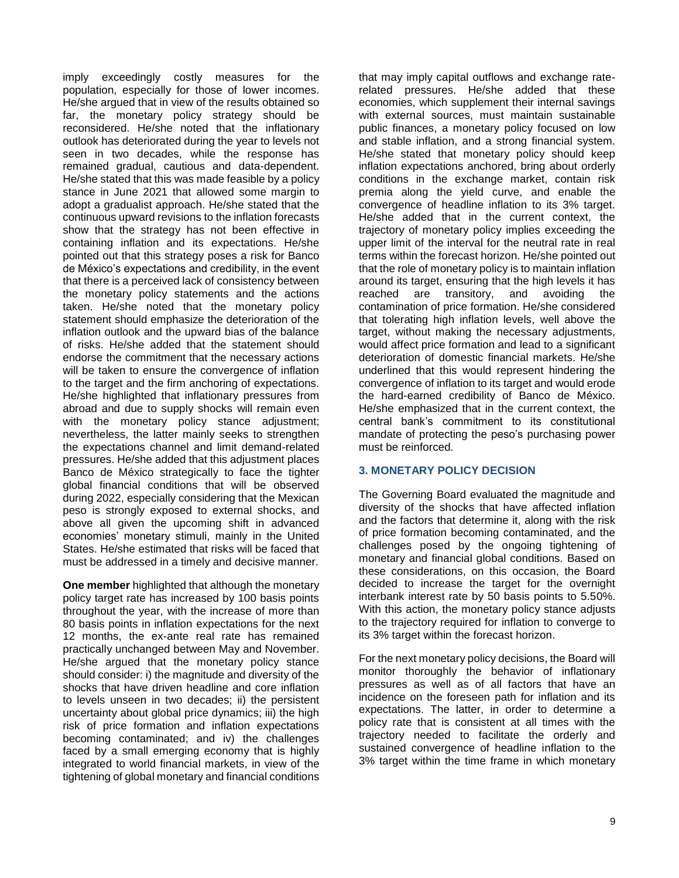imply exceedingly costly measures for the population, especially for those of lower incomes. He/she argued that in view of the results obtained so far, the monetary policy strategy should be reconsidered. He/she noted that the inflationary outlook has deteriorated during the year to levels not seen in two decades, while the response has remained gradual, cautious and data-dependent. He/she stated that this was made feasible by a policy stance in June 2021 that allowed some margin to adopt a gradualist approach. He/she stated that the continuous upward revisions to the inflation forecasts show that the strategy has not been effective in containing inflation and its expectations. He/she pointed out that this strategy poses a risk for Banco de México's expectations and credibility, in the event that there is a perceived lack of consistency between the monetary policy statements and the actions taken. He/she noted that the monetary policy statement should emphasize the deterioration of the inflation outlook and the upward bias of the balance of risks. He/she added that the statement should endorse the commitment that the necessary actions will be taken to ensure the convergence of inflation to the target and the firm anchoring of expectations. He/she highlighted that inflationary pressures from abroad and due to supply shocks will remain even with the monetary policy stance adjustment; nevertheless, the latter mainly seeks to strengthen the expectations channel and limit demand-related pressures. He/she added that this adjustment places Banco de México strategically to face the tighter global financial conditions that will be observed during 2022, especially considering that the Mexican peso is strongly exposed to external shocks, and above all given the upcoming shift in advanced economies' monetary stimuli, mainly in the United States. He/she estimated that risks will be faced that must be addressed in a timely and decisive manner.

**One member** highlighted that although the monetary policy target rate has increased by 100 basis points throughout the year, with the increase of more than 80 basis points in inflation expectations for the next 12 months, the ex-ante real rate has remained practically unchanged between May and November. He/she argued that the monetary policy stance should consider: i) the magnitude and diversity of the shocks that have driven headline and core inflation to levels unseen in two decades; ii) the persistent uncertainty about global price dynamics; iii) the high risk of price formation and inflation expectations becoming contaminated; and iv) the challenges faced by a small emerging economy that is highly integrated to world financial markets, in view of the tightening of global monetary and financial conditions that may imply capital outflows and exchange rate-related pressures. He/she added that these economies, which supplement their internal savings with external sources, must maintain sustainable public finances, a monetary policy focused on low and stable inflation, and a strong financial system. He/she stated that monetary policy should keep inflation expectations anchored, bring about orderly conditions in the exchange market, contain risk premia along the yield curve, and enable the convergence of headline inflation to its 3% target. He/she added that in the current context, the trajectory of monetary policy implies exceeding the upper limit of the interval for the neutral rate in real terms within the forecast horizon. He/she pointed out that the role of monetary policy is to maintain inflation around its target, ensuring that the high levels it has reached are transitory, and avoiding the contamination of price formation. He/she considered that tolerating high inflation levels, well above the target, without making the necessary adjustments, would affect price formation and lead to a significant deterioration of domestic financial markets. He/she underlined that this would represent hindering the convergence of inflation to its target and would erode the hard-earned credibility of Banco de México. He/she emphasized that in the current context, the central bank's commitment to its constitutional mandate of protecting the peso's purchasing power must be reinforced.

## 3. MONETARY POLICY DECISION

The Governing Board evaluated the magnitude and diversity of the shocks that have affected inflation and the factors that determine it, along with the risk of price formation becoming contaminated, and the challenges posed by the ongoing tightening of monetary and financial global conditions. Based on these considerations, on this occasion, the Board decided to increase the target for the overnight interbank interest rate by 50 basis points to 5.50%. With this action, the monetary policy stance adjusts to the trajectory required for inflation to converge to its 3% target within the forecast horizon.

For the next monetary policy decisions, the Board will monitor thoroughly the behavior of inflationary pressures as well as of all factors that have an incidence on the foreseen path for inflation and its expectations. The latter, in order to determine a policy rate that is consistent at all times with the trajectory needed to facilitate the orderly and sustained convergence of headline inflation to the 3% target within the time frame in which monetary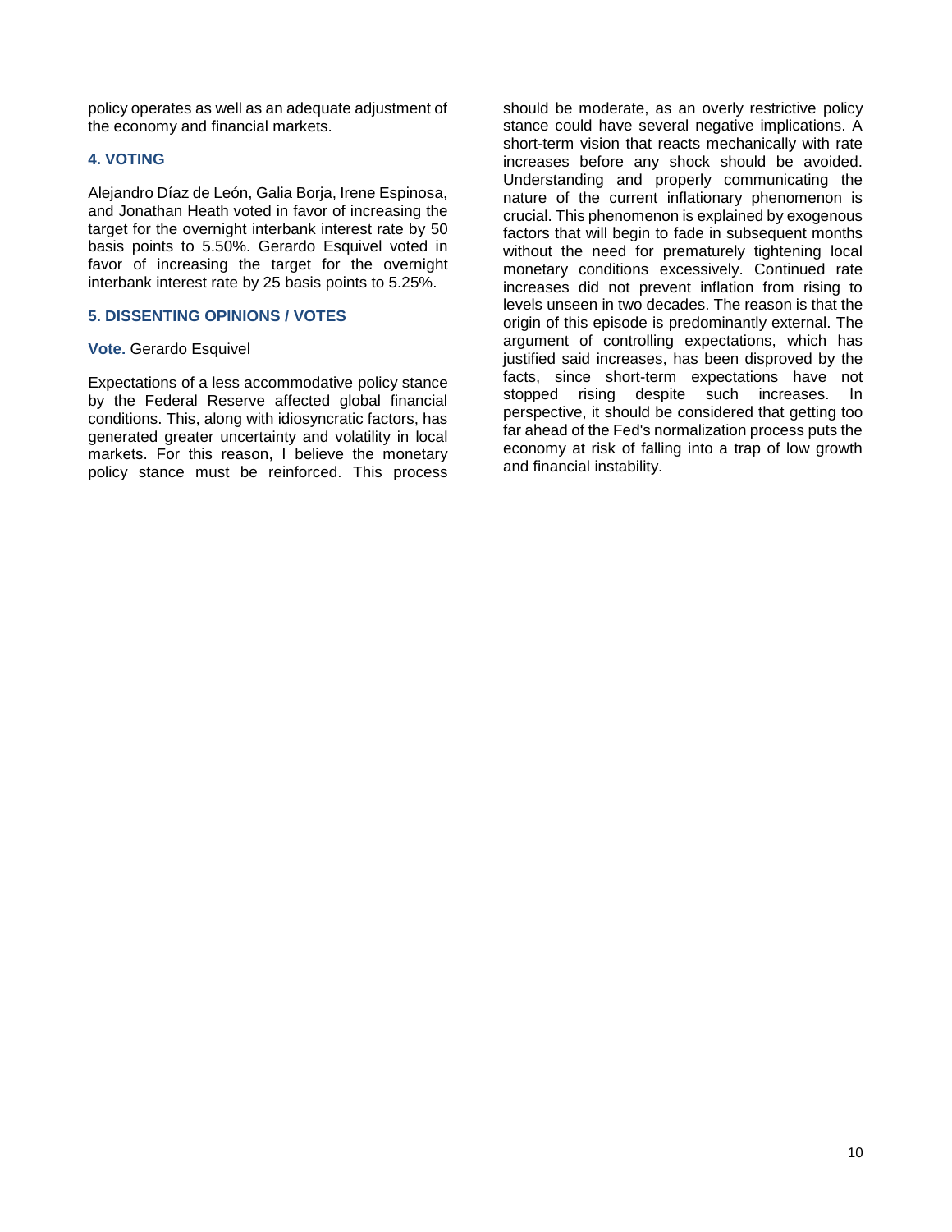policy operates as well as an adequate adjustment of the economy and financial markets.

## 4. VOTING

Alejandro Díaz de León, Galia Borja, Irene Espinosa, and Jonathan Heath voted in favor of increasing the target for the overnight interbank interest rate by 50 basis points to 5.50%. Gerardo Esquivel voted in favor of increasing the target for the overnight interbank interest rate by 25 basis points to 5.25%.

## 5. DISSENTING OPINIONS / VOTES

**Vote.** Gerardo Esquivel

Expectations of a less accommodative policy stance by the Federal Reserve affected global financial conditions. This, along with idiosyncratic factors, has generated greater uncertainty and volatility in local markets. For this reason, I believe the monetary policy stance must be reinforced. This process should be moderate, as an overly restrictive policy stance could have several negative implications. A short-term vision that reacts mechanically with rate increases before any shock should be avoided. Understanding and properly communicating the nature of the current inflationary phenomenon is crucial. This phenomenon is explained by exogenous factors that will begin to fade in subsequent months without the need for prematurely tightening local monetary conditions excessively. Continued rate increases did not prevent inflation from rising to levels unseen in two decades. The reason is that the origin of this episode is predominantly external. The argument of controlling expectations, which has justified said increases, has been disproved by the facts, since short-term expectations have not stopped rising despite such increases. In perspective, it should be considered that getting too far ahead of the Fed's normalization process puts the economy at risk of falling into a trap of low growth and financial instability.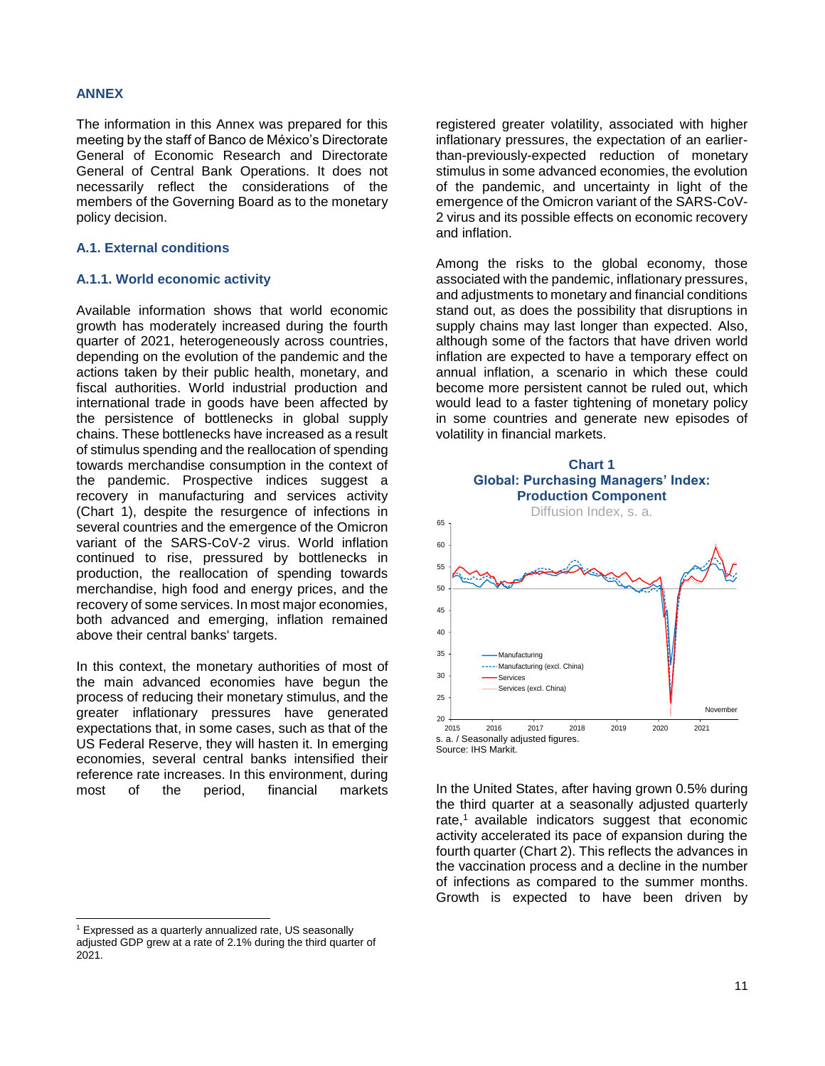## ANNEX

The information in this Annex was prepared for this meeting by the staff of Banco de México's Directorate General of Economic Research and Directorate General of Central Bank Operations. It does not necessarily reflect the considerations of the members of the Governing Board as to the monetary policy decision.

### A.1. External conditions

#### A.1.1. World economic activity

Available information shows that world economic growth has moderately increased during the fourth quarter of 2021, heterogeneously across countries, depending on the evolution of the pandemic and the actions taken by their public health, monetary, and fiscal authorities. World industrial production and international trade in goods have been affected by the persistence of bottlenecks in global supply chains. These bottlenecks have increased as a result of stimulus spending and the reallocation of spending towards merchandise consumption in the context of the pandemic. Prospective indices suggest a recovery in manufacturing and services activity (Chart 1), despite the resurgence of infections in several countries and the emergence of the Omicron variant of the SARS-CoV-2 virus. World inflation continued to rise, pressured by bottlenecks in production, the reallocation of spending towards merchandise, high food and energy prices, and the recovery of some services. In most major economies, both advanced and emerging, inflation remained above their central banks' targets.

In this context, the monetary authorities of most of the main advanced economies have begun the process of reducing their monetary stimulus, and the greater inflationary pressures have generated expectations that, in some cases, such as that of the US Federal Reserve, they will hasten it. In emerging economies, several central banks intensified their reference rate increases. In this environment, during most of the period, financial markets registered greater volatility, associated with higher inflationary pressures, the expectation of an earlier-than-previously-expected reduction of monetary stimulus in some advanced economies, the evolution of the pandemic, and uncertainty in light of the emergence of the Omicron variant of the SARS-CoV-2 virus and its possible effects on economic recovery and inflation.

Among the risks to the global economy, those associated with the pandemic, inflationary pressures, and adjustments to monetary and financial conditions stand out, as does the possibility that disruptions in supply chains may last longer than expected. Also, although some of the factors that have driven world inflation are expected to have a temporary effect on annual inflation, a scenario in which these could become more persistent cannot be ruled out, which would lead to a faster tightening of monetary policy in some countries and generate new episodes of volatility in financial markets.

**Chart 1**
**Global: Purchasing Managers' Index: Production Component**
Diffusion Index, s. a.

65
60
55
50
45
40
35
30
25
20
2015 2016 2017 2018 2019 2020 2021
Manufacturing
Manufacturing (excl. China)
Services
Services (excl. China)
November

s. a. / Seasonally adjusted figures.
Source: IHS Markit.

In the United States, after having grown 0.5% during the third quarter at a seasonally adjusted quarterly rate,[1] available indicators suggest that economic activity accelerated its pace of expansion during the fourth quarter (Chart 2). This reflects the advances in the vaccination process and a decline in the number of infections as compared to the summer months. Growth is expected to have been driven by

[1] Expressed as a quarterly annualized rate, US seasonally adjusted GDP grew at a rate of 2.1% during the third quarter of 2021.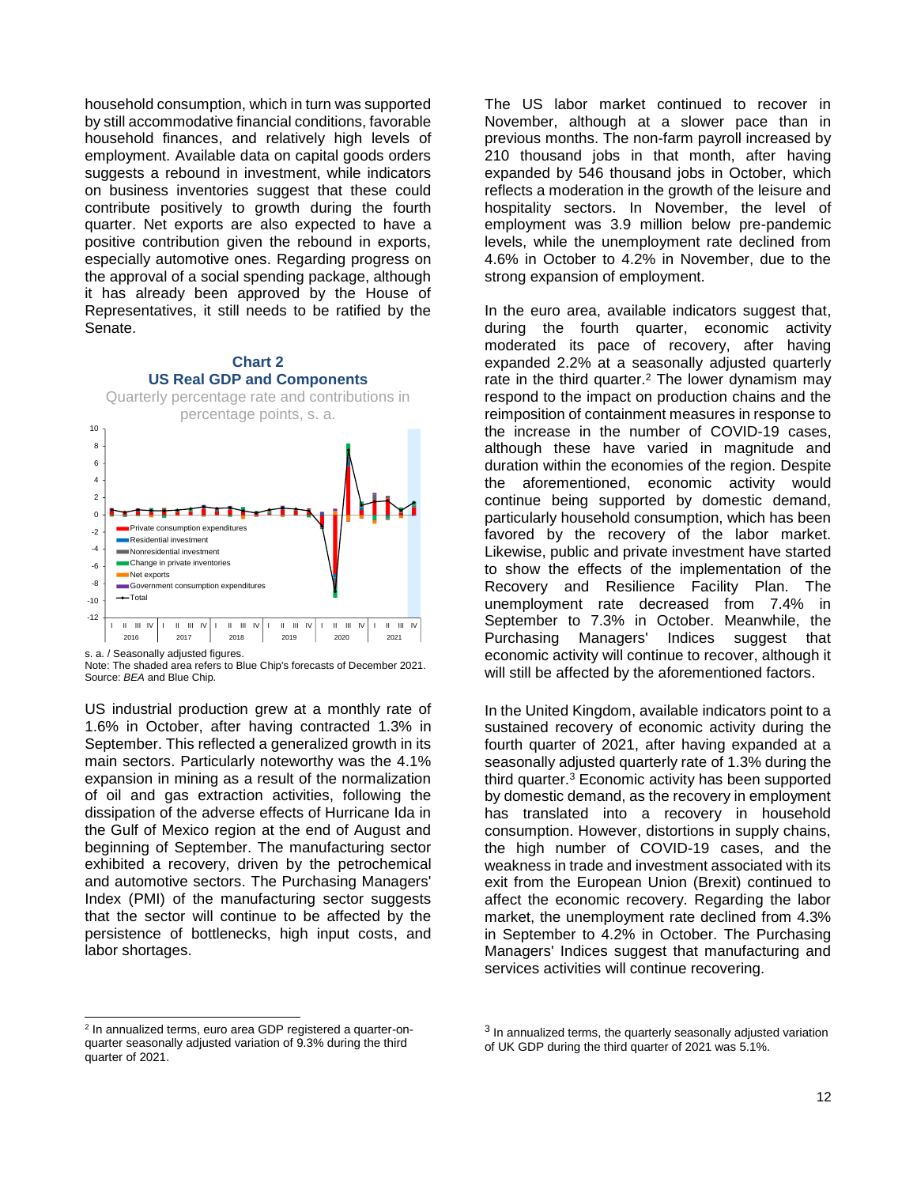household consumption, which in turn was supported by still accommodative financial conditions, favorable household finances, and relatively high levels of employment. Available data on capital goods orders suggests a rebound in investment, while indicators on business inventories suggest that these could contribute positively to growth during the fourth quarter. Net exports are also expected to have a positive contribution given the rebound in exports, especially automotive ones. Regarding progress on the approval of a social spending package, although it has already been approved by the House of Representatives, it still needs to be ratified by the Senate.

**Chart 2**
**US Real GDP and Components**
Quarterly percentage rate and contributions in percentage points, s. a.

10
8
6
4
2
0
-2
-4
-6
-8
-10
-12

Private consumption expenditures
Residential investment
Nonresidential investment
Change in private inventories
Net exports
Government consumption expenditures
Total

I II III IV I II III IV I II III IV I II III IV I II III IV I II III IV
2016 2017 2018 2019 2020 2021

s. a. / Seasonally adjusted figures.
Note: The shaded area refers to Blue Chip's forecasts of December 2021.
Source: *BEA* and Blue Chip.

US industrial production grew at a monthly rate of 1.6% in October, after having contracted 1.3% in September. This reflected a generalized growth in its main sectors. Particularly noteworthy was the 4.1% expansion in mining as a result of the normalization of oil and gas extraction activities, following the dissipation of the adverse effects of Hurricane Ida in the Gulf of Mexico region at the end of August and beginning of September. The manufacturing sector exhibited a recovery, driven by the petrochemical and automotive sectors. The Purchasing Managers' Index (PMI) of the manufacturing sector suggests that the sector will continue to be affected by the persistence of bottlenecks, high input costs, and labor shortages.

The US labor market continued to recover in November, although at a slower pace than in previous months. The non-farm payroll increased by 210 thousand jobs in that month, after having expanded by 546 thousand jobs in October, which reflects a moderation in the growth of the leisure and hospitality sectors. In November, the level of employment was 3.9 million below pre-pandemic levels, while the unemployment rate declined from 4.6% in October to 4.2% in November, due to the strong expansion of employment.

In the euro area, available indicators suggest that, during the fourth quarter, economic activity moderated its pace of recovery, after having expanded 2.2% at a seasonally adjusted quarterly rate in the third quarter.[2] The lower dynamism may respond to the impact on production chains and the reimposition of containment measures in response to the increase in the number of COVID-19 cases, although these have varied in magnitude and duration within the economies of the region. Despite the aforementioned, economic activity would continue being supported by domestic demand, particularly household consumption, which has been favored by the recovery of the labor market. Likewise, public and private investment have started to show the effects of the implementation of the Recovery and Resilience Facility Plan. The unemployment rate decreased from 7.4% in September to 7.3% in October. Meanwhile, the Purchasing Managers' Indices suggest that economic activity will continue to recover, although it will still be affected by the aforementioned factors.

In the United Kingdom, available indicators point to a sustained recovery of economic activity during the fourth quarter of 2021, after having expanded at a seasonally adjusted quarterly rate of 1.3% during the third quarter.[3] Economic activity has been supported by domestic demand, as the recovery in employment has translated into a recovery in household consumption. However, distortions in supply chains, the high number of COVID-19 cases, and the weakness in trade and investment associated with its exit from the European Union (Brexit) continued to affect the economic recovery. Regarding the labor market, the unemployment rate declined from 4.3% in September to 4.2% in October. The Purchasing Managers' Indices suggest that manufacturing and services activities will continue recovering.

[2] In annualized terms, euro area GDP registered a quarter-on-quarter seasonally adjusted variation of 9.3% during the third quarter of 2021.

[3] In annualized terms, the quarterly seasonally adjusted variation of UK GDP during the third quarter of 2021 was 5.1%.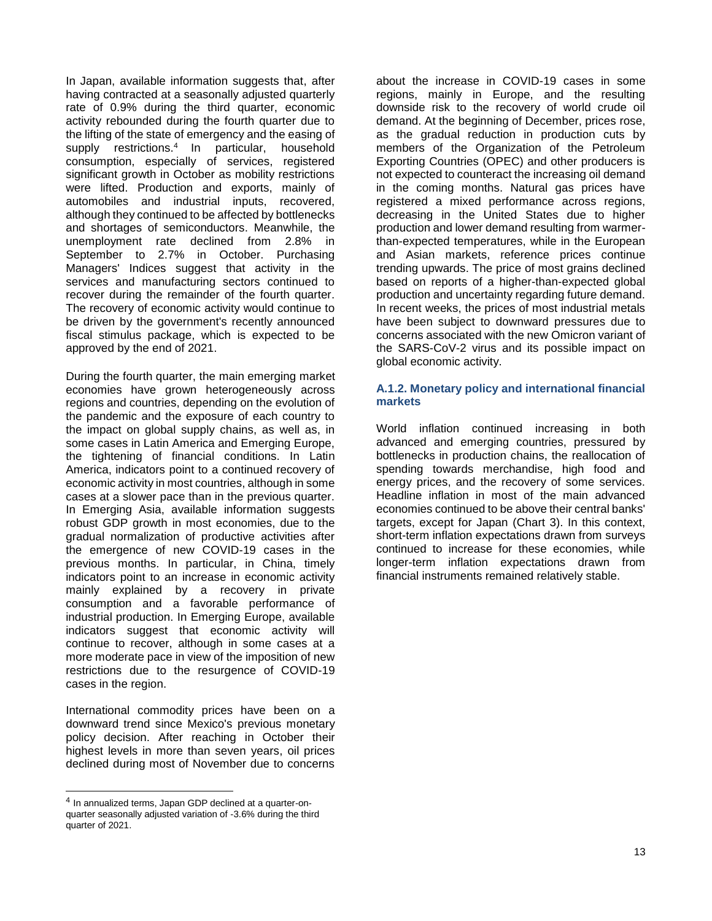In Japan, available information suggests that, after having contracted at a seasonally adjusted quarterly rate of 0.9% during the third quarter, economic activity rebounded during the fourth quarter due to the lifting of the state of emergency and the easing of supply restrictions.[4] In particular, household consumption, especially of services, registered significant growth in October as mobility restrictions were lifted. Production and exports, mainly of automobiles and industrial inputs, recovered, although they continued to be affected by bottlenecks and shortages of semiconductors. Meanwhile, the unemployment rate declined from 2.8% in September to 2.7% in October. Purchasing Managers' Indices suggest that activity in the services and manufacturing sectors continued to recover during the remainder of the fourth quarter. The recovery of economic activity would continue to be driven by the government's recently announced fiscal stimulus package, which is expected to be approved by the end of 2021.

During the fourth quarter, the main emerging market economies have grown heterogeneously across regions and countries, depending on the evolution of the pandemic and the exposure of each country to the impact on global supply chains, as well as, in some cases in Latin America and Emerging Europe, the tightening of financial conditions. In Latin America, indicators point to a continued recovery of economic activity in most countries, although in some cases at a slower pace than in the previous quarter. In Emerging Asia, available information suggests robust GDP growth in most economies, due to the gradual normalization of productive activities after the emergence of new COVID-19 cases in the previous months. In particular, in China, timely indicators point to an increase in economic activity mainly explained by a recovery in private consumption and a favorable performance of industrial production. In Emerging Europe, available indicators suggest that economic activity will continue to recover, although in some cases at a more moderate pace in view of the imposition of new restrictions due to the resurgence of COVID-19 cases in the region.

International commodity prices have been on a downward trend since Mexico's previous monetary policy decision. After reaching in October their highest levels in more than seven years, oil prices declined during most of November due to concerns about the increase in COVID-19 cases in some regions, mainly in Europe, and the resulting downside risk to the recovery of world crude oil demand. At the beginning of December, prices rose, as the gradual reduction in production cuts by members of the Organization of the Petroleum Exporting Countries (OPEC) and other producers is not expected to counteract the increasing oil demand in the coming months. Natural gas prices have registered a mixed performance across regions, decreasing in the United States due to higher production and lower demand resulting from warmer-than-expected temperatures, while in the European and Asian markets, reference prices continue trending upwards. The price of most grains declined based on reports of a higher-than-expected global production and uncertainty regarding future demand. In recent weeks, the prices of most industrial metals have been subject to downward pressures due to concerns associated with the new Omicron variant of the SARS-CoV-2 virus and its possible impact on global economic activity.

### A.1.2. Monetary policy and international financial markets

World inflation continued increasing in both advanced and emerging countries, pressured by bottlenecks in production chains, the reallocation of spending towards merchandise, high food and energy prices, and the recovery of some services. Headline inflation in most of the main advanced economies continued to be above their central banks' targets, except for Japan (Chart 3). In this context, short-term inflation expectations drawn from surveys continued to increase for these economies, while longer-term inflation expectations drawn from financial instruments remained relatively stable.

[4] In annualized terms, Japan GDP declined at a quarter-on-quarter seasonally adjusted variation of -3.6% during the third quarter of 2021.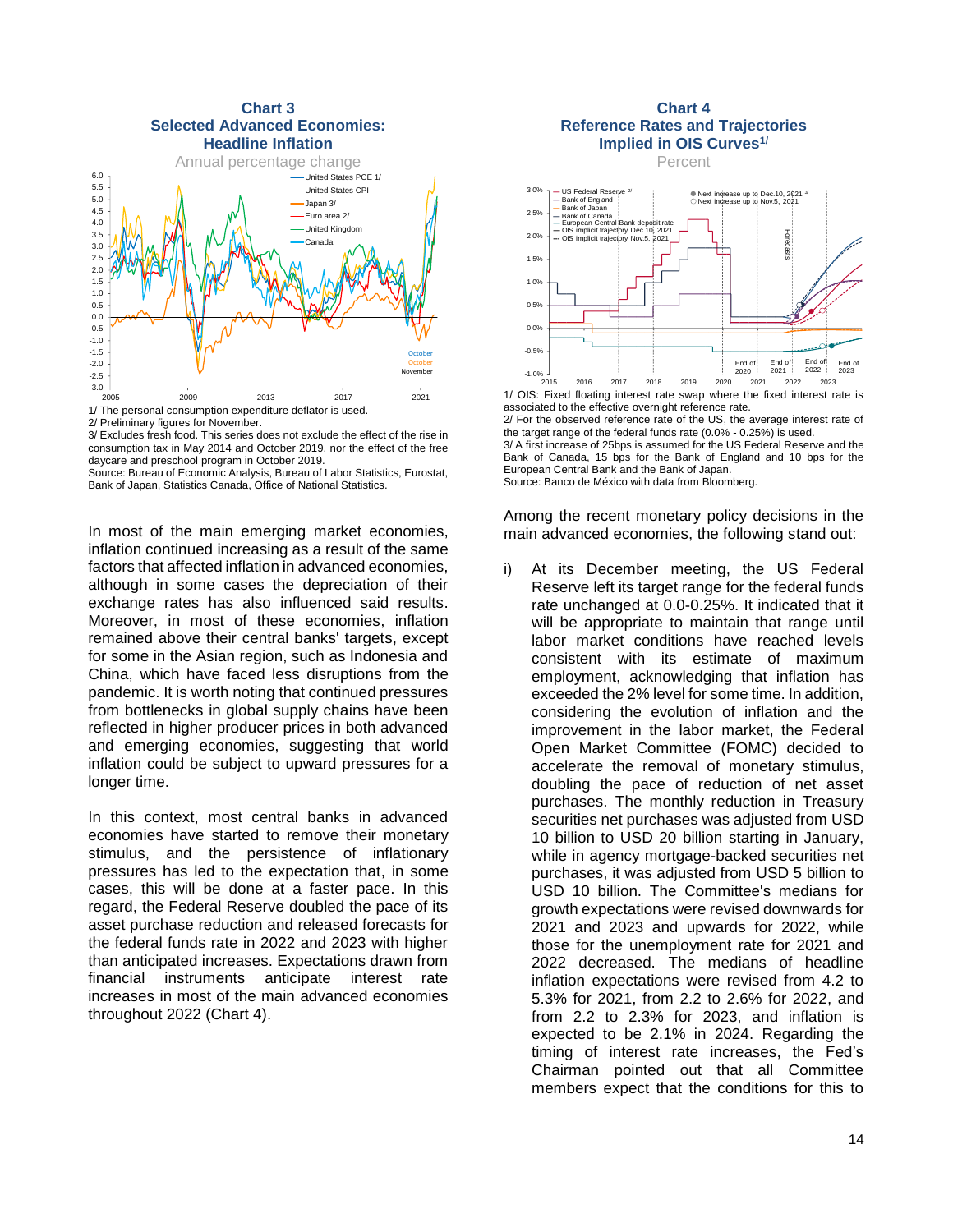**Chart 3**
**Selected Advanced Economies: Headline Inflation**
Annual percentage change

6.0
5.5
5.0
4.5
4.0
3.5
3.0
2.5
2.0
1.5
1.0
0.5
0.0
-0.5
-1.0
-1.5
-2.0
-2.5
-3.0

2005
2009
2013
2017
2021

United States PCE 1/
United States CPI
Japan 3/
Euro area 2/
United Kingdom
Canada

October
October
November

1/ The personal consumption expenditure deflator is used.
2/ Preliminary figures for November.
3/ Excludes fresh food. This series does not exclude the effect of the rise in consumption tax in May 2014 and October 2019, nor the effect of the free daycare and preschool program in October 2019.
Source: Bureau of Economic Analysis, Bureau of Labor Statistics, Eurostat, Bank of Japan, Statistics Canada, Office of National Statistics.

**Chart 4**
**Reference Rates and Trajectories Implied in OIS Curves[1/]**
Percent

3.0%
2.5%
2.0%
1.5%
1.0%
0.5%
0.0%
-0.5%
-1.0%

2015
2016
2017
2018
2019
2020
2021
2022
2023

US Federal Reserve 2/
Bank of England
Bank of Japan
Bank of Canada
European Central Bank deposit rate
OIS implicit trajectory Dec.10, 2021
OIS implicit trajectory Nov.5, 2021

Next increase up to Dec.10, 2021 3/
Next increase up to Nov.5, 2021

Forecasts

End of 2020
End of 2021
End of 2022
End of 2023

1/ OIS: Fixed floating interest rate swap where the fixed interest rate is associated to the effective overnight reference rate.
2/ For the observed reference rate of the US, the average interest rate of the target range of the federal funds rate (0.0% - 0.25%) is used.
3/ A first increase of 25bps is assumed for the US Federal Reserve and the Bank of Canada, 15 bps for the Bank of England and 10 bps for the European Central Bank and the Bank of Japan.
Source: Banco de México with data from Bloomberg.

In most of the main emerging market economies, inflation continued increasing as a result of the same factors that affected inflation in advanced economies, although in some cases the depreciation of their exchange rates has also influenced said results. Moreover, in most of these economies, inflation remained above their central banks' targets, except for some in the Asian region, such as Indonesia and China, which have faced less disruptions from the pandemic. It is worth noting that continued pressures from bottlenecks in global supply chains have been reflected in higher producer prices in both advanced and emerging economies, suggesting that world inflation could be subject to upward pressures for a longer time.

In this context, most central banks in advanced economies have started to remove their monetary stimulus, and the persistence of inflationary pressures has led to the expectation that, in some cases, this will be done at a faster pace. In this regard, the Federal Reserve doubled the pace of its asset purchase reduction and released forecasts for the federal funds rate in 2022 and 2023 with higher than anticipated increases. Expectations drawn from financial instruments anticipate interest rate increases in most of the main advanced economies throughout 2022 (Chart 4).

Among the recent monetary policy decisions in the main advanced economies, the following stand out:

i) At its December meeting, the US Federal Reserve left its target range for the federal funds rate unchanged at 0.0-0.25%. It indicated that it will be appropriate to maintain that range until labor market conditions have reached levels consistent with its estimate of maximum employment, acknowledging that inflation has exceeded the 2% level for some time. In addition, considering the evolution of inflation and the improvement in the labor market, the Federal Open Market Committee (FOMC) decided to accelerate the removal of monetary stimulus, doubling the pace of reduction of net asset purchases. The monthly reduction in Treasury securities net purchases was adjusted from USD 10 billion to USD 20 billion starting in January, while in agency mortgage-backed securities net purchases, it was adjusted from USD 5 billion to USD 10 billion. The Committee's medians for growth expectations were revised downwards for 2021 and 2023 and upwards for 2022, while those for the unemployment rate for 2021 and 2022 decreased. The medians of headline inflation expectations were revised from 4.2 to 5.3% for 2021, from 2.2 to 2.6% for 2022, and from 2.2 to 2.3% for 2023, and inflation is expected to be 2.1% in 2024. Regarding the timing of interest rate increases, the Fed's Chairman pointed out that all Committee members expect that the conditions for this to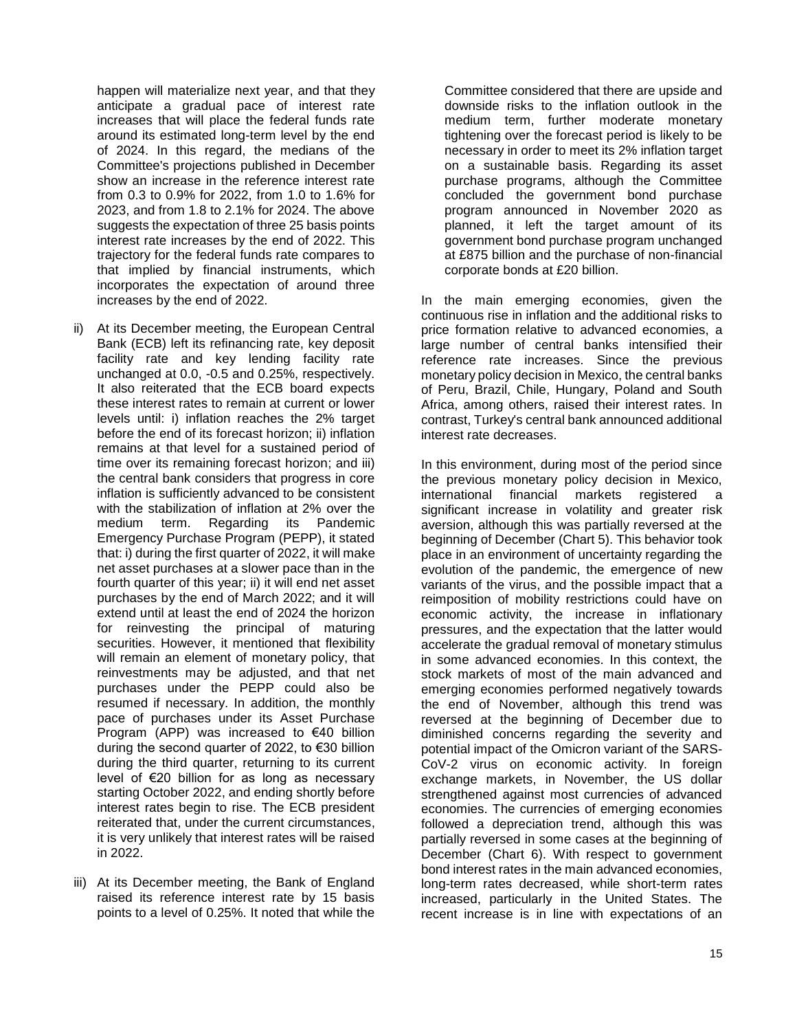happen will materialize next year, and that they anticipate a gradual pace of interest rate increases that will place the federal funds rate around its estimated long-term level by the end of 2024. In this regard, the medians of the Committee's projections published in December show an increase in the reference interest rate from 0.3 to 0.9% for 2022, from 1.0 to 1.6% for 2023, and from 1.8 to 2.1% for 2024. The above suggests the expectation of three 25 basis points interest rate increases by the end of 2022. This trajectory for the federal funds rate compares to that implied by financial instruments, which incorporates the expectation of around three increases by the end of 2022.

ii) At its December meeting, the European Central Bank (ECB) left its refinancing rate, key deposit facility rate and key lending facility rate unchanged at 0.0, -0.5 and 0.25%, respectively. It also reiterated that the ECB board expects these interest rates to remain at current or lower levels until: i) inflation reaches the 2% target before the end of its forecast horizon; ii) inflation remains at that level for a sustained period of time over its remaining forecast horizon; and iii) the central bank considers that progress in core inflation is sufficiently advanced to be consistent with the stabilization of inflation at 2% over the medium term. Regarding its Pandemic Emergency Purchase Program (PEPP), it stated that: i) during the first quarter of 2022, it will make net asset purchases at a slower pace than in the fourth quarter of this year; ii) it will end net asset purchases by the end of March 2022; and it will extend until at least the end of 2024 the horizon for reinvesting the principal of maturing securities. However, it mentioned that flexibility will remain an element of monetary policy, that reinvestments may be adjusted, and that net purchases under the PEPP could also be resumed if necessary. In addition, the monthly pace of purchases under its Asset Purchase Program (APP) was increased to €40 billion during the second quarter of 2022, to €30 billion during the third quarter, returning to its current level of €20 billion for as long as necessary starting October 2022, and ending shortly before interest rates begin to rise. The ECB president reiterated that, under the current circumstances, it is very unlikely that interest rates will be raised in 2022.

iii) At its December meeting, the Bank of England raised its reference interest rate by 15 basis points to a level of 0.25%. It noted that while the Committee considered that there are upside and downside risks to the inflation outlook in the medium term, further moderate monetary tightening over the forecast period is likely to be necessary in order to meet its 2% inflation target on a sustainable basis. Regarding its asset purchase programs, although the Committee concluded the government bond purchase program announced in November 2020 as planned, it left the target amount of its government bond purchase program unchanged at £875 billion and the purchase of non-financial corporate bonds at £20 billion.

In the main emerging economies, given the continuous rise in inflation and the additional risks to price formation relative to advanced economies, a large number of central banks intensified their reference rate increases. Since the previous monetary policy decision in Mexico, the central banks of Peru, Brazil, Chile, Hungary, Poland and South Africa, among others, raised their interest rates. In contrast, Turkey's central bank announced additional interest rate decreases.

In this environment, during most of the period since the previous monetary policy decision in Mexico, international financial markets registered a significant increase in volatility and greater risk aversion, although this was partially reversed at the beginning of December (Chart 5). This behavior took place in an environment of uncertainty regarding the evolution of the pandemic, the emergence of new variants of the virus, and the possible impact that a reimposition of mobility restrictions could have on economic activity, the increase in inflationary pressures, and the expectation that the latter would accelerate the gradual removal of monetary stimulus in some advanced economies. In this context, the stock markets of most of the main advanced and emerging economies performed negatively towards the end of November, although this trend was reversed at the beginning of December due to diminished concerns regarding the severity and potential impact of the Omicron variant of the SARS-CoV-2 virus on economic activity. In foreign exchange markets, in November, the US dollar strengthened against most currencies of advanced economies. The currencies of emerging economies followed a depreciation trend, although this was partially reversed in some cases at the beginning of December (Chart 6). With respect to government bond interest rates in the main advanced economies, long-term rates decreased, while short-term rates increased, particularly in the United States. The recent increase is in line with expectations of an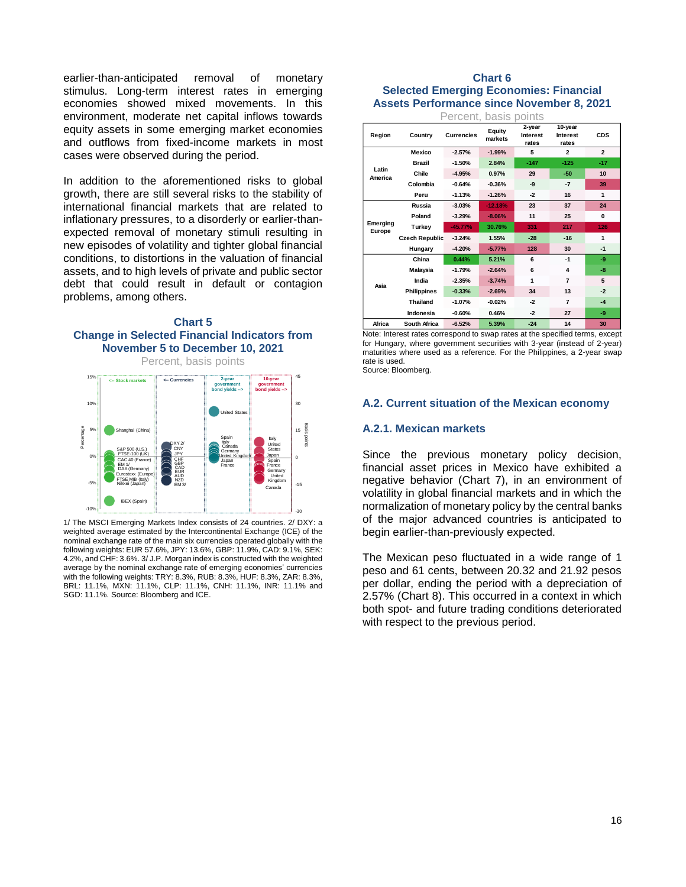earlier-than-anticipated removal of monetary stimulus. Long-term interest rates in emerging economies showed mixed movements. In this environment, moderate net capital inflows towards equity assets in some emerging market economies and outflows from fixed-income markets in most cases were observed during the period.

In addition to the aforementioned risks to global growth, there are still several risks to the stability of international financial markets that are related to inflationary pressures, to a disorderly or earlier-than-expected removal of monetary stimuli resulting in new episodes of volatility and tighter global financial conditions, to distortions in the valuation of financial assets, and to high levels of private and public sector debt that could result in default or contagion problems, among others.

**Chart 5**
**Change in Selected Financial Indicators from November 5 to December 10, 2021**
Percent, basis points

15%
10%
5%
0%
-5%
-10%
Percentage
<- Stock markets
<- Currencies
2-year government bond yields ->
10-year government bond yields ->
45
30
15
0
-15
-30
Basis points
Shanghai (China)
S&P 500 (U.S.)
FTSE-100 (UK)
CAC 40 (France)
EM 1/
DAX (Germany)
Eurostoxx (Europe)
FTSE MIB (Italy)
Nikkei (Japan)
IBEX (Spain)
DXY 2/
CNY
JPY
CHF
GBP
CAD
EUR
AUD
NZD
EM 3/
United States
Spain
Italy
Canada
Germany
United Kingdom
Japan
France
Italy
United States
Japan
Spain
France
Germany
United Kingdom
Canada

1/ The MSCI Emerging Markets Index consists of 24 countries. 2/ DXY: a weighted average estimated by the Intercontinental Exchange (ICE) of the nominal exchange rate of the main six currencies operated globally with the following weights: EUR 57.6%, JPY: 13.6%, GBP: 11.9%, CAD: 9.1%, SEK: 4.2%, and CHF: 3.6%. 3/ J.P. Morgan index is constructed with the weighted average by the nominal exchange rate of emerging economies' currencies with the following weights: TRY: 8.3%, RUB: 8.3%, HUF: 8.3%, ZAR: 8.3%, BRL: 11.1%, MXN: 11.1%, CLP: 11.1%, CNH: 11.1%, INR: 11.1% and SGD: 11.1%. Source: Bloomberg and ICE.

**Chart 6**
**Selected Emerging Economies: Financial Assets Performance since November 8, 2021**
Percent, basis points

| Region | Country | Currencies | Equity markets | 2-year Interest rates | 10-year Interest rates | CDS |
|---|---|---|---|---|---|---|
| Latin America | Mexico | -2.57% | -1.99% | 5 | 2 | 2 |
| | Brazil | -1.50% | 2.84% | -147 | -125 | -17 |
| | Chile | -4.95% | 0.97% | 29 | -50 | 10 |
| | Colombia | -0.64% | -0.36% | -9 | -7 | 39 |
| | Peru | -1.13% | -1.26% | -2 | 16 | 1 |
| Emerging Europe | Russia | -3.03% | -12.18% | 23 | 37 | 24 |
| | Poland | -3.29% | -8.06% | 11 | 25 | 0 |
| | Turkey | -45.77% | 30.76% | 331 | 217 | 126 |
| | Czech Republic | -3.24% | 1.55% | -28 | -16 | 1 |
| | Hungary | -4.20% | -5.77% | 128 | 30 | -1 |
| Asia | China | 0.44% | 5.21% | 6 | -1 | -9 |
| | Malaysia | -1.79% | -2.64% | 6 | 4 | -8 |
| | India | -2.35% | -3.74% | 1 | 7 | 5 |
| | Philippines | -0.33% | -2.69% | 34 | 13 | -2 |
| | Thailand | -1.07% | -0.02% | -2 | 7 | -4 |
| | Indonesia | -0.60% | 0.46% | -2 | 27 | -9 |
| Africa | South Africa | -6.52% | 5.39% | -24 | 14 | 30 |

Note: Interest rates correspond to swap rates at the specified terms, except for Hungary, where government securities with 3-year (instead of 2-year) maturities where used as a reference. For the Philippines, a 2-year swap rate is used.
Source: Bloomberg.

## A.2. Current situation of the Mexican economy

### A.2.1. Mexican markets

Since the previous monetary policy decision, financial asset prices in Mexico have exhibited a negative behavior (Chart 7), in an environment of volatility in global financial markets and in which the normalization of monetary policy by the central banks of the major advanced countries is anticipated to begin earlier-than-previously expected.

The Mexican peso fluctuated in a wide range of 1 peso and 61 cents, between 20.32 and 21.92 pesos per dollar, ending the period with a depreciation of 2.57% (Chart 8). This occurred in a context in which both spot- and future trading conditions deteriorated with respect to the previous period.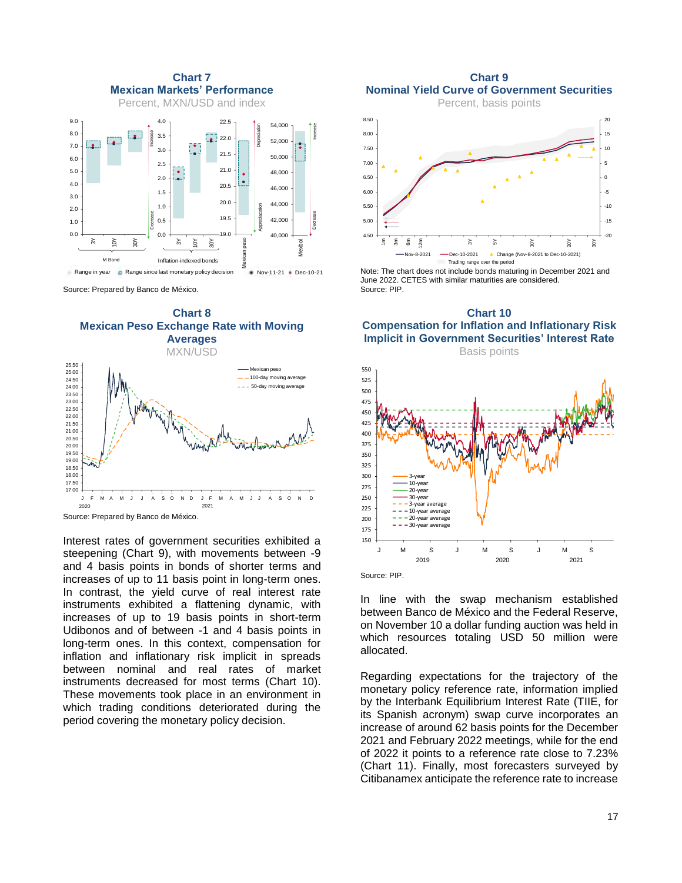### Chart 7
### Mexican Markets' Performance

Percent, MXN/USD and index

9.0
8.0
7.0
6.0
5.0
4.0
3.0
2.0
1.0
0.0

4.0
3.5
3.0
2.5
2.0
1.5
1.0
0.5
0.0

22.5
22.0
21.5
21.0
20.5
20.0
19.5
19.0

54,000
52,000
50,000
48,000
46,000
44,000
42,000
40,000

Increase
Decrease
Depreciation
Appreciation
Increase
Decrease

3Y 10Y 30Y
M Bond

3Y 10Y 30Y
Inflation-indexed bonds

Mexican peso

Mexbol

Range in year
Range since last monetary policy decision
Nov-11-21
Dec-10-21

Source: Prepared by Banco de México.

### Chart 8
### Mexican Peso Exchange Rate with Moving Averages

MXN/USD

25.50
25.00
24.50
24.00
23.50
23.00
22.50
22.00
21.50
21.00
20.50
20.00
19.50
19.00
18.50
18.00
17.50
17.00

Mexican peso
100-day moving average
50-day moving average

J F M A M J J A S O N D J F M A M J J A S O N D
2020 2021

Source: Prepared by Banco de México.

Interest rates of government securities exhibited a steepening (Chart 9), with movements between -9 and 4 basis points in bonds of shorter terms and increases of up to 11 basis point in long-term ones. In contrast, the yield curve of real interest rate instruments exhibited a flattening dynamic, with increases of up to 19 basis points in short-term Udibonos and of between -1 and 4 basis points in long-term ones. In this context, compensation for inflation and inflationary risk implicit in spreads between nominal and real rates of market instruments decreased for most terms (Chart 10). These movements took place in an environment in which trading conditions deteriorated during the period covering the monetary policy decision.

### Chart 9
### Nominal Yield Curve of Government Securities

Percent, basis points

8.50
8.00
7.50
7.00
6.50
6.00
5.50
5.00
4.50

20
15
10
5
0
-5
-10
-15
-20

1m 3m 6m 12m 3Y 5Y 10Y 20Y 30Y

Nov-8-2021
Dec-10-2021
Change (Nov-8-2021 to Dec-10-2021)
Trading range over the period

Note: The chart does not include bonds maturing in December 2021 and June 2022. CETES with similar maturities are considered.
Source: PIP.

### Chart 10
### Compensation for Inflation and Inflationary Risk Implicit in Government Securities' Interest Rate

Basis points

550
525
500
475
450
425
400
375
350
325
300
275
250
225
200
175
150

3-year
10-year
20-year
30-year
3-year average
10-year average
20-year average
30-year average

J M S J M S J M S
2019 2020 2021

Source: PIP.

In line with the swap mechanism established between Banco de México and the Federal Reserve, on November 10 a dollar funding auction was held in which resources totaling USD 50 million were allocated.

Regarding expectations for the trajectory of the monetary policy reference rate, information implied by the Interbank Equilibrium Interest Rate (TIIE, for its Spanish acronym) swap curve incorporates an increase of around 62 basis points for the December 2021 and February 2022 meetings, while for the end of 2022 it points to a reference rate close to 7.23% (Chart 11). Finally, most forecasters surveyed by Citibanamex anticipate the reference rate to increase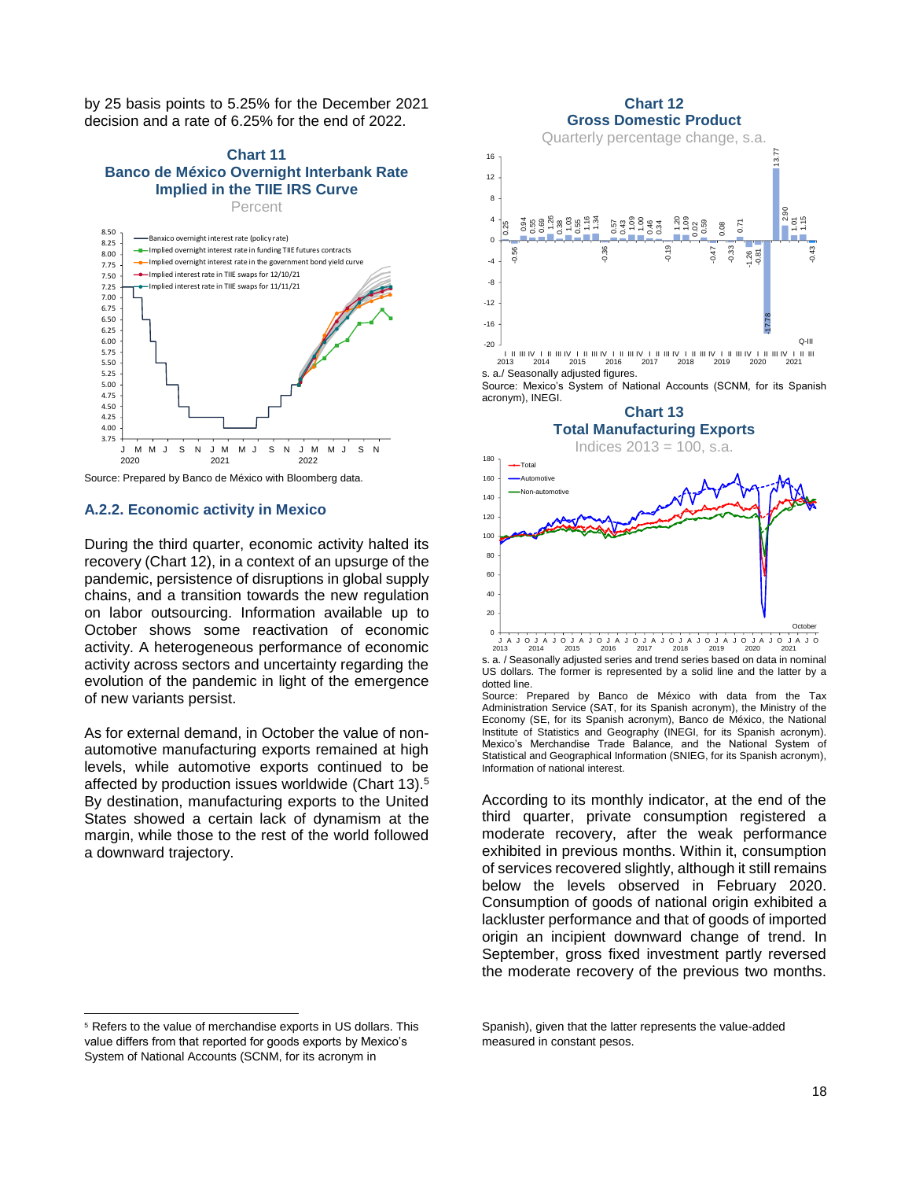by 25 basis points to 5.25% for the December 2021 decision and a rate of 6.25% for the end of 2022.

**Chart 11**
**Banco de México Overnight Interbank Rate Implied in the TIIE IRS Curve**
Percent

Banxico overnight interest rate (policy rate)
Implied overnight interest rate in funding TIIE futures contracts
Implied overnight interest rate in the government bond yield curve
Implied interest rate in TIIE swaps for 12/10/21
Implied interest rate in TIIE swaps for 11/11/21

8.50
8.25
8.00
7.75
7.50
7.25
7.00
6.75
6.50
6.25
6.00
5.75
5.50
5.25
5.00
4.75
4.50
4.25
4.00
3.75

J M M J S N J M M J S N J M M J S N
2020 2021 2022

Source: Prepared by Banco de México with Bloomberg data.

### A.2.2. Economic activity in Mexico

During the third quarter, economic activity halted its recovery (Chart 12), in a context of an upsurge of the pandemic, persistence of disruptions in global supply chains, and a transition towards the new regulation on labor outsourcing. Information available up to October shows some reactivation of economic activity. A heterogeneous performance of economic activity across sectors and uncertainty regarding the evolution of the pandemic in light of the emergence of new variants persist.

As for external demand, in October the value of non-automotive manufacturing exports remained at high levels, while automotive exports continued to be affected by production issues worldwide (Chart 13).[5] By destination, manufacturing exports to the United States showed a certain lack of dynamism at the margin, while those to the rest of the world followed a downward trajectory.

**Chart 12**
**Gross Domestic Product**
Quarterly percentage change, s.a.

16
12
8
4
0
-4
-8
-12
-16
-20

0.25 -0.56 0.94 0.55 0.69 1.26 0.38 1.03 0.55 1.16 1.34 -0.36 0.57 0.43 1.09 1.00 0.46 0.34 -0.19 1.20 1.09 0.02 0.59 -0.47 0.08 -0.33 0.71 -1.26 -0.81 -17.78 13.77 2.90 1.01 1.15 -0.43

Q-III

I II III IV I II III IV I II III IV I II III IV I II III IV I II III IV I II III IV I II III IV I II III
2013 2014 2015 2016 2017 2018 2019 2020 2021

s. a./ Seasonally adjusted figures.
Source: Mexico's System of National Accounts (SCNM, for its Spanish acronym), INEGI.

**Chart 13**
**Total Manufacturing Exports**
Indices 2013 = 100, s.a.

Total
Automotive
Non-automotive

180
160
140
120
100
80
60
40
20
0

October

J A J O J A J O J A J O J A J O J A J O J A J O J A J O J A J O J A J O
2013 2014 2015 2016 2017 2018 2019 2020 2021

s. a. / Seasonally adjusted series and trend series based on data in nominal US dollars. The former is represented by a solid line and the latter by a dotted line.
Source: Prepared by Banco de México with data from the Tax Administration Service (SAT, for its Spanish acronym), the Ministry of the Economy (SE, for its Spanish acronym), Banco de México, the National Institute of Statistics and Geography (INEGI, for its Spanish acronym). Mexico's Merchandise Trade Balance, and the National System of Statistical and Geographical Information (SNIEG, for its Spanish acronym), Information of national interest.

According to its monthly indicator, at the end of the third quarter, private consumption registered a moderate recovery, after the weak performance exhibited in previous months. Within it, consumption of services recovered slightly, although it still remains below the levels observed in February 2020. Consumption of goods of national origin exhibited a lackluster performance and that of goods of imported origin an incipient downward change of trend. In September, gross fixed investment partly reversed the moderate recovery of the previous two months.

[5] Refers to the value of merchandise exports in US dollars. This value differs from that reported for goods exports by Mexico's System of National Accounts (SCNM, for its acronym in Spanish), given that the latter represents the value-added measured in constant pesos.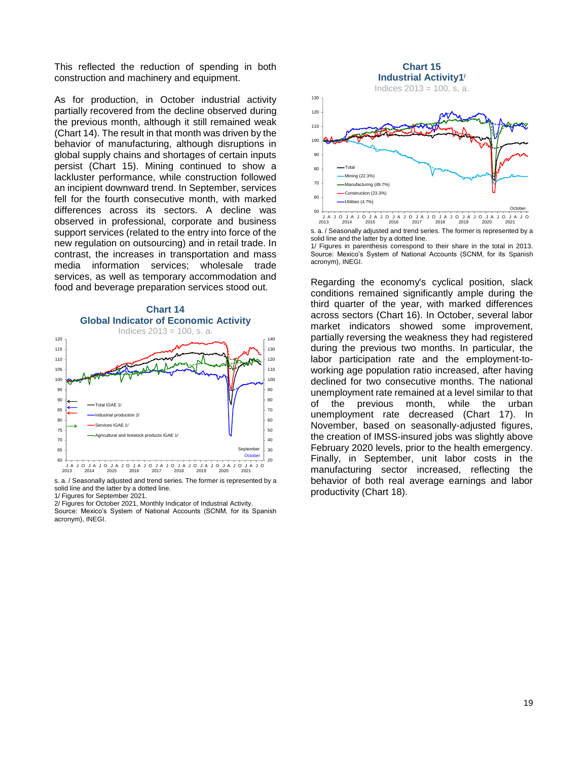This reflected the reduction of spending in both construction and machinery and equipment.

As for production, in October industrial activity partially recovered from the decline observed during the previous month, although it still remained weak (Chart 14). The result in that month was driven by the behavior of manufacturing, although disruptions in global supply chains and shortages of certain inputs persist (Chart 15). Mining continued to show a lackluster performance, while construction followed an incipient downward trend. In September, services fell for the fourth consecutive month, with marked differences across its sectors. A decline was observed in professional, corporate and business support services (related to the entry into force of the new regulation on outsourcing) and in retail trade. In contrast, the increases in transportation and mass media information services; wholesale trade services, as well as temporary accommodation and food and beverage preparation services stood out.

**Chart 14**
**Global Indicator of Economic Activity**
Indices 2013 = 100, s. a.

120
115
110
105
100
95
90
85
80
75
70
65
60

140
130
120
110
100
90
80
70
60
50
40
30
20

Total IGAE 1/
Industrial production 2/
Services IGAE 1/
Agricultural and livestock products IGAE 1/

September
October

J A J O J A J O J A J O J A J O J A J O J A J O J A J O J A J O J A J O
2013 2014 2015 2016 2017 2018 2019 2020 2021

s. a. / Seasonally adjusted and trend series. The former is represented by a solid line and the latter by a dotted line.
1/ Figures for September 2021.
2/ Figures for October 2021, Monthly Indicator of Industrial Activity.
Source: Mexico's System of National Accounts (SCNM, for its Spanish acronym), INEGI.

**Chart 15**
**Industrial Activity1/**
Indices 2013 = 100, s. a.

130
120
110
100
90
80
70
60
50

Total
Mining (22.3%)
Manufacturing (49.7%)
Construction (23.3%)
Utilities (4.7%)

October

J A J O J A J O J A J O J A J O J A J O J A J O J A J O J A J O J A J O
2013 2014 2015 2016 2017 2018 2019 2020 2021

s. a. / Seasonally adjusted and trend series. The former is represented by a solid line and the latter by a dotted line.
1/ Figures in parenthesis correspond to their share in the total in 2013.
Source: Mexico's System of National Accounts (SCNM, for its Spanish acronym), INEGI.

Regarding the economy's cyclical position, slack conditions remained significantly ample during the third quarter of the year, with marked differences across sectors (Chart 16). In October, several labor market indicators showed some improvement, partially reversing the weakness they had registered during the previous two months. In particular, the labor participation rate and the employment-to-working age population ratio increased, after having declined for two consecutive months. The national unemployment rate remained at a level similar to that of the previous month, while the urban unemployment rate decreased (Chart 17). In November, based on seasonally-adjusted figures, the creation of IMSS-insured jobs was slightly above February 2020 levels, prior to the health emergency. Finally, in September, unit labor costs in the manufacturing sector increased, reflecting the behavior of both real average earnings and labor productivity (Chart 18).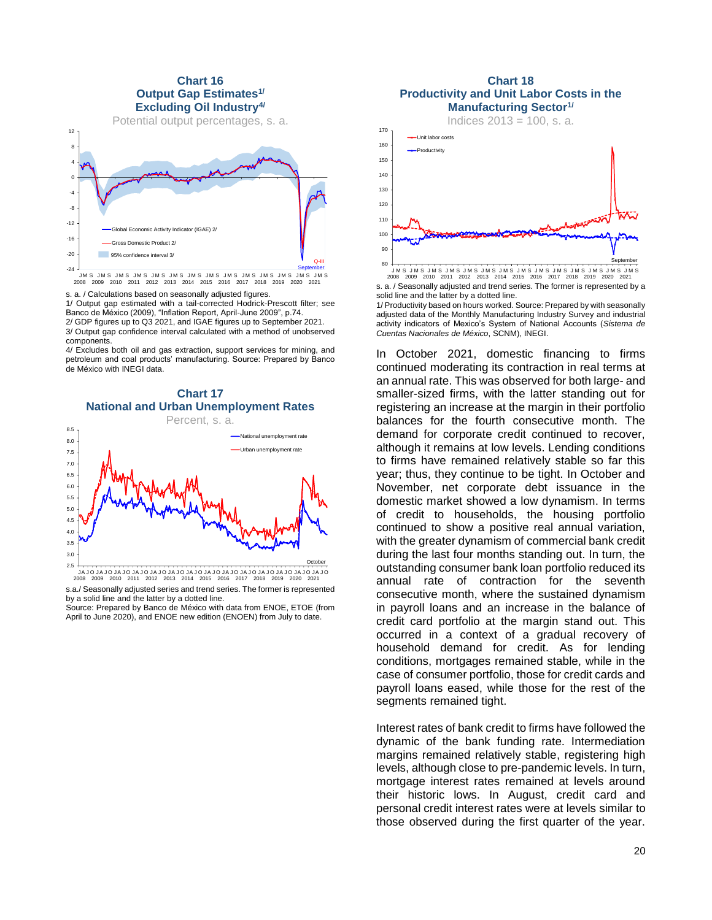**Chart 16**
**Output Gap Estimates[1/] Excluding Oil Industry[4/]**
Potential output percentages, s. a.

12
8
4
0
-4
-8
-12
-16
-20
-24

Global Economic Activity Indicator (IGAE) 2/
Gross Domestic Product 2/
95% confidence interval 3/
Q-III
September

J M S J M S J M S J M S J M S J M S J M S J M S J M S J M S J M S J M S J M S J M S
2008 2009 2010 2011 2012 2013 2014 2015 2016 2017 2018 2019 2020 2021

s. a. / Calculations based on seasonally adjusted figures.
1/ Output gap estimated with a tail-corrected Hodrick-Prescott filter; see Banco de México (2009), "Inflation Report, April-June 2009", p.74.
2/ GDP figures up to Q3 2021, and IGAE figures up to September 2021.
3/ Output gap confidence interval calculated with a method of unobserved components.
4/ Excludes both oil and gas extraction, support services for mining, and petroleum and coal products' manufacturing. Source: Prepared by Banco de México with INEGI data.

**Chart 17**
**National and Urban Unemployment Rates**
Percent, s. a.

8.5
8.0
7.5
7.0
6.5
6.0
5.5
5.0
4.5
4.0
3.5
3.0
2.5

National unemployment rate
Urban unemployment rate
October

J A J O J A J O J A J O J A J O J A J O J A J O J A J O J A J O J A J O J A J O J A J O J A J O J A J O J A J O
2008 2009 2010 2011 2012 2013 2014 2015 2016 2017 2018 2019 2020 2021

s.a./ Seasonally adjusted series and trend series. The former is represented by a solid line and the latter by a dotted line.
Source: Prepared by Banco de México with data from ENOE, ETOE (from April to June 2020), and ENOE new edition (ENOEN) from July to date.

**Chart 18**
**Productivity and Unit Labor Costs in the Manufacturing Sector[1/]**
Indices 2013 = 100, s. a.

170
160
150
140
130
120
110
100
90
80

Unit labor costs
Productivity
September

J M S J M S J M S J M S J M S J M S J M S J M S J M S J M S J M S J M S J M S J M S
2008 2009 2010 2011 2012 2013 2014 2015 2016 2017 2018 2019 2020 2021

s. a. / Seasonally adjusted and trend series. The former is represented by a solid line and the latter by a dotted line.
1/ Productivity based on hours worked. Source: Prepared by with seasonally adjusted data of the Monthly Manufacturing Industry Survey and industrial activity indicators of Mexico's System of National Accounts (*Sistema de Cuentas Nacionales de México*, SCNM), INEGI.

In October 2021, domestic financing to firms continued moderating its contraction in real terms at an annual rate. This was observed for both large- and smaller-sized firms, with the latter standing out for registering an increase at the margin in their portfolio balances for the fourth consecutive month. The demand for corporate credit continued to recover, although it remains at low levels. Lending conditions to firms have remained relatively stable so far this year; thus, they continue to be tight. In October and November, net corporate debt issuance in the domestic market showed a low dynamism. In terms of credit to households, the housing portfolio continued to show a positive real annual variation, with the greater dynamism of commercial bank credit during the last four months standing out. In turn, the outstanding consumer bank loan portfolio reduced its annual rate of contraction for the seventh consecutive month, where the sustained dynamism in payroll loans and an increase in the balance of credit card portfolio at the margin stand out. This occurred in a context of a gradual recovery of household demand for credit. As for lending conditions, mortgages remained stable, while in the case of consumer portfolio, those for credit cards and payroll loans eased, while those for the rest of the segments remained tight.

Interest rates of bank credit to firms have followed the dynamic of the bank funding rate. Intermediation margins remained relatively stable, registering high levels, although close to pre-pandemic levels. In turn, mortgage interest rates remained at levels around their historic lows. In August, credit card and personal credit interest rates were at levels similar to those observed during the first quarter of the year.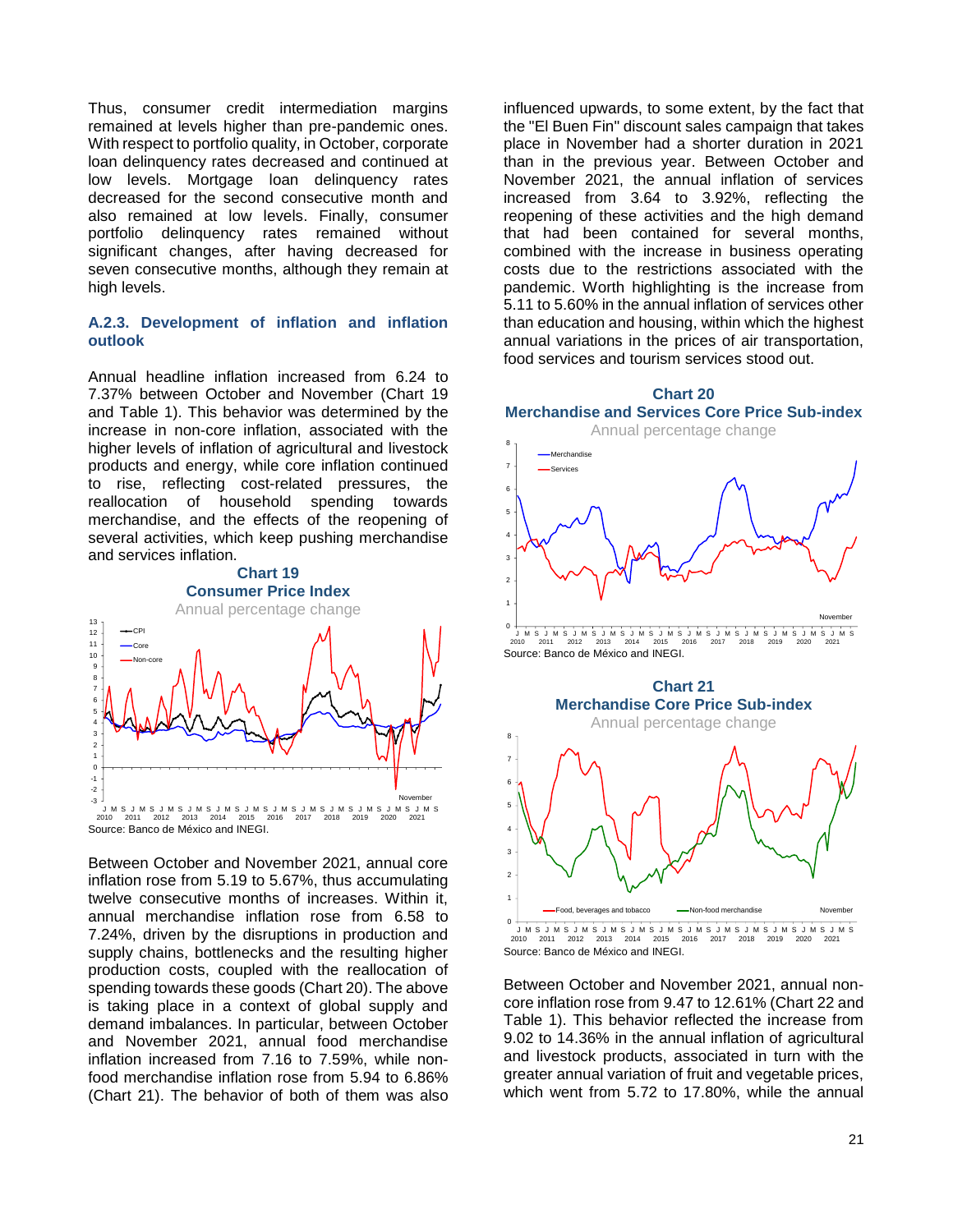Thus, consumer credit intermediation margins remained at levels higher than pre-pandemic ones. With respect to portfolio quality, in October, corporate loan delinquency rates decreased and continued at low levels. Mortgage loan delinquency rates decreased for the second consecutive month and also remained at low levels. Finally, consumer portfolio delinquency rates remained without significant changes, after having decreased for seven consecutive months, although they remain at high levels.

### A.2.3. Development of inflation and inflation outlook

Annual headline inflation increased from 6.24 to 7.37% between October and November (Chart 19 and Table 1). This behavior was determined by the increase in non-core inflation, associated with the higher levels of inflation of agricultural and livestock products and energy, while core inflation continued to rise, reflecting cost-related pressures, the reallocation of household spending towards merchandise, and the effects of the reopening of several activities, which keep pushing merchandise and services inflation.

**Chart 19**
**Consumer Price Index**
Annual percentage change

CPI
Core
Non-core

13
12
11
10
9
8
7
6
5
4
3
2
1
0
-1
-2
-3

November

J M S J M S J M S J M S J M S J M S J M S J M S J M S J M S J M S J M S
2010 2011 2012 2013 2014 2015 2016 2017 2018 2019 2020 2021

Source: Banco de México and INEGI.

Between October and November 2021, annual core inflation rose from 5.19 to 5.67%, thus accumulating twelve consecutive months of increases. Within it, annual merchandise inflation rose from 6.58 to 7.24%, driven by the disruptions in production and supply chains, bottlenecks and the resulting higher production costs, coupled with the reallocation of spending towards these goods (Chart 20). The above is taking place in a context of global supply and demand imbalances. In particular, between October and November 2021, annual food merchandise inflation increased from 7.16 to 7.59%, while non-food merchandise inflation rose from 5.94 to 6.86% (Chart 21). The behavior of both of them was also influenced upwards, to some extent, by the fact that the "El Buen Fin" discount sales campaign that takes place in November had a shorter duration in 2021 than in the previous year. Between October and November 2021, the annual inflation of services increased from 3.64 to 3.92%, reflecting the reopening of these activities and the high demand that had been contained for several months, combined with the increase in business operating costs due to the restrictions associated with the pandemic. Worth highlighting is the increase from 5.11 to 5.60% in the annual inflation of services other than education and housing, within which the highest annual variations in the prices of air transportation, food services and tourism services stood out.

**Chart 20**
**Merchandise and Services Core Price Sub-index**
Annual percentage change

Merchandise
Services

8
7
6
5
4
3
2
1
0

November

J M S J M S J M S J M S J M S J M S J M S J M S J M S J M S J M S J M S
2010 2011 2012 2013 2014 2015 2016 2017 2018 2019 2020 2021

Source: Banco de México and INEGI.

**Chart 21**
**Merchandise Core Price Sub-index**
Annual percentage change

8
7
6
5
4
3
2
1
0

Food, beverages and tobacco
Non-food merchandise

November

J M S J M S J M S J M S J M S J M S J M S J M S J M S J M S J M S J M S
2010 2011 2012 2013 2014 2015 2016 2017 2018 2019 2020 2021

Source: Banco de México and INEGI.

Between October and November 2021, annual non-core inflation rose from 9.47 to 12.61% (Chart 22 and Table 1). This behavior reflected the increase from 9.02 to 14.36% in the annual inflation of agricultural and livestock products, associated in turn with the greater annual variation of fruit and vegetable prices, which went from 5.72 to 17.80%, while the annual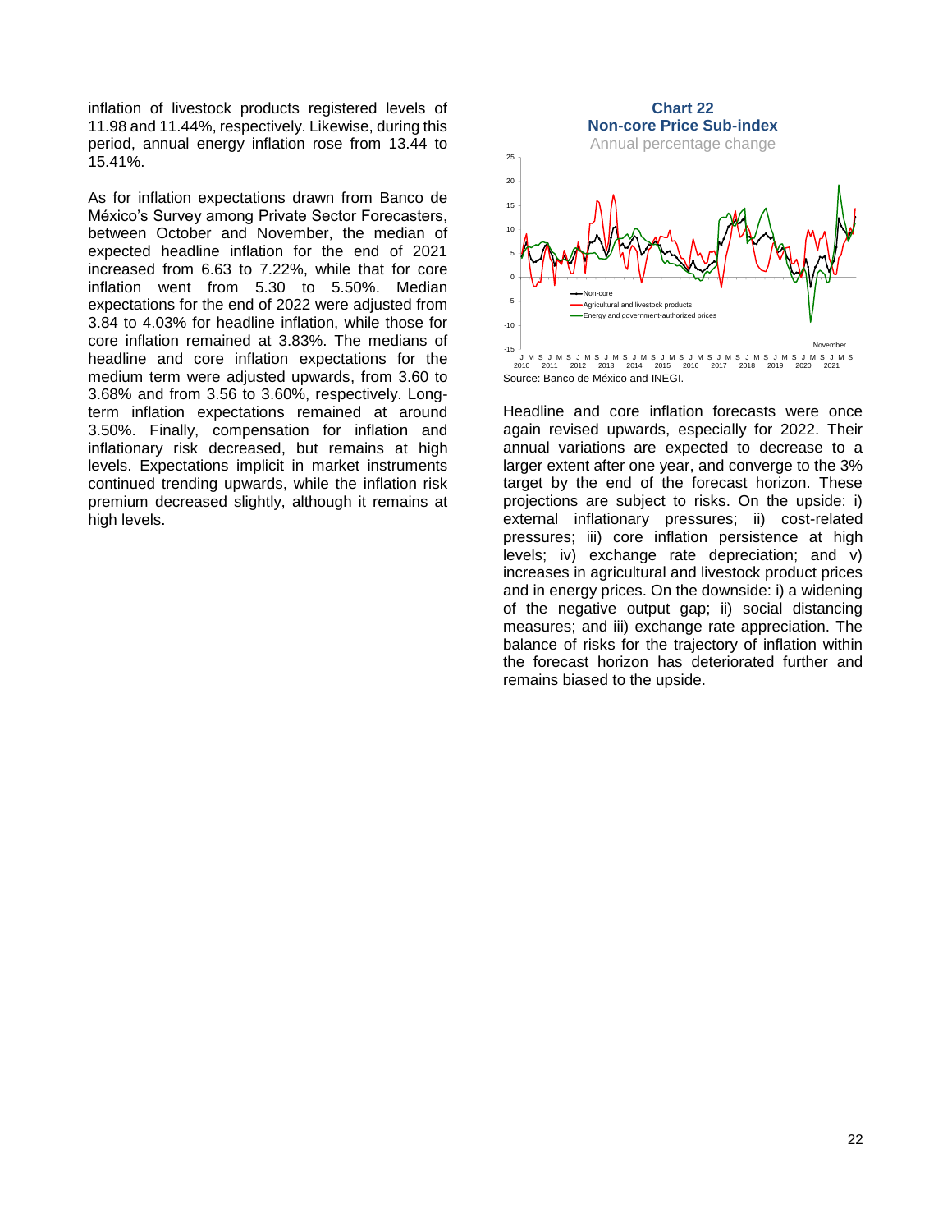inflation of livestock products registered levels of 11.98 and 11.44%, respectively. Likewise, during this period, annual energy inflation rose from 13.44 to 15.41%.

As for inflation expectations drawn from Banco de México's Survey among Private Sector Forecasters, between October and November, the median of expected headline inflation for the end of 2021 increased from 6.63 to 7.22%, while that for core inflation went from 5.30 to 5.50%. Median expectations for the end of 2022 were adjusted from 3.84 to 4.03% for headline inflation, while those for core inflation remained at 3.83%. The medians of headline and core inflation expectations for the medium term were adjusted upwards, from 3.60 to 3.68% and from 3.56 to 3.60%, respectively. Long-term inflation expectations remained at around 3.50%. Finally, compensation for inflation and inflationary risk decreased, but remains at high levels. Expectations implicit in market instruments continued trending upwards, while the inflation risk premium decreased slightly, although it remains at high levels.

**Chart 22**
**Non-core Price Sub-index**
Annual percentage change

25
20
15
10
5
0
-5
-10
-15

Non-core
Agricultural and livestock products
Energy and government-authorized prices

November

J M S J M S J M S J M S J M S J M S J M S J M S J M S J M S J M S J M S
2010 2011 2012 2013 2014 2015 2016 2017 2018 2019 2020 2021

Source: Banco de México and INEGI.

Headline and core inflation forecasts were once again revised upwards, especially for 2022. Their annual variations are expected to decrease to a larger extent after one year, and converge to the 3% target by the end of the forecast horizon. These projections are subject to risks. On the upside: i) external inflationary pressures; ii) cost-related pressures; iii) core inflation persistence at high levels; iv) exchange rate depreciation; and v) increases in agricultural and livestock product prices and in energy prices. On the downside: i) a widening of the negative output gap; ii) social distancing measures; and iii) exchange rate appreciation. The balance of risks for the trajectory of inflation within the forecast horizon has deteriorated further and remains biased to the upside.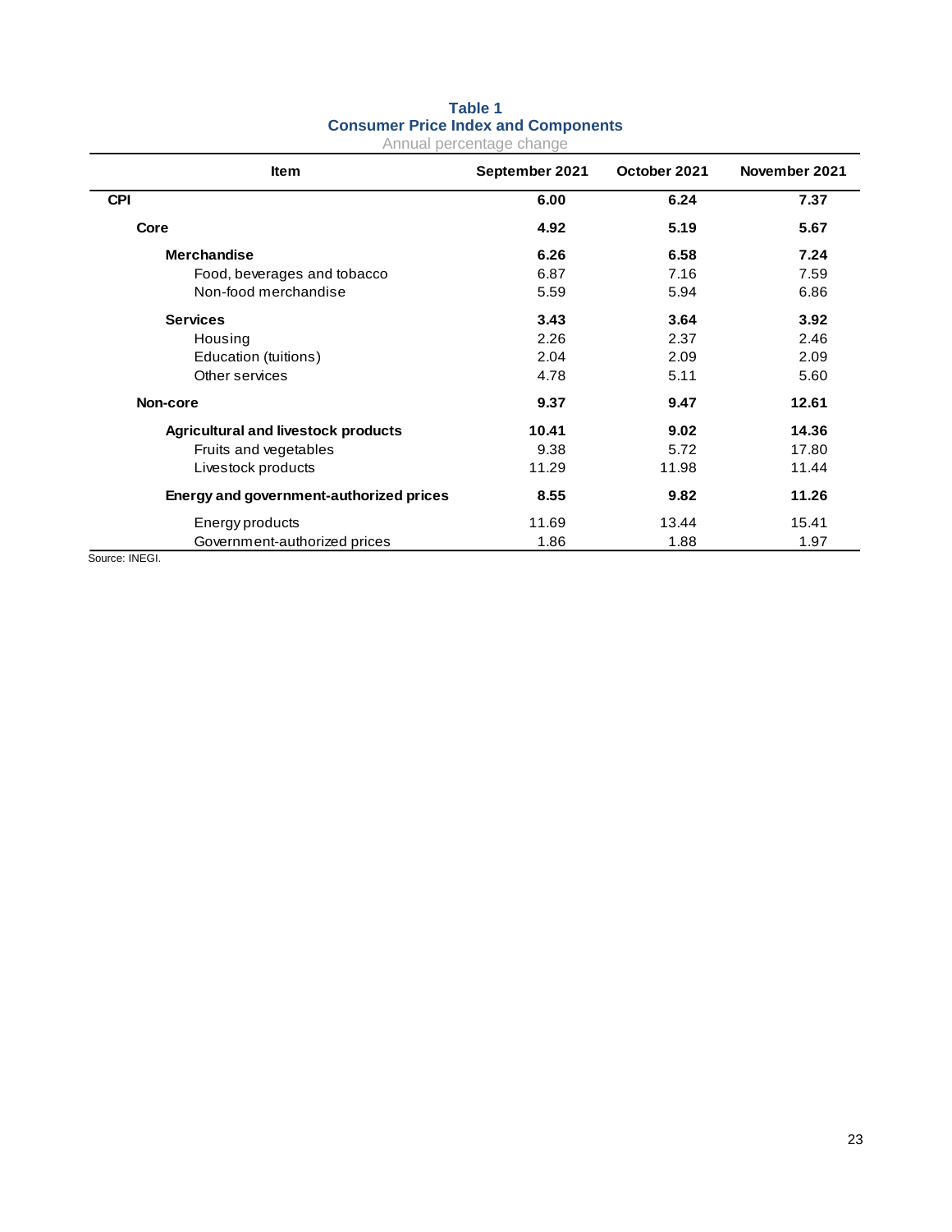**Table 1**
**Consumer Price Index and Components**
Annual percentage change

| Item | September 2021 | October 2021 | November 2021 |
|---|---|---|---|
| **CPI** | **6.00** | **6.24** | **7.37** |
| **Core** | **4.92** | **5.19** | **5.67** |
| **Merchandise** | **6.26** | **6.58** | **7.24** |
| Food, beverages and tobacco | 6.87 | 7.16 | 7.59 |
| Non-food merchandise | 5.59 | 5.94 | 6.86 |
| **Services** | **3.43** | **3.64** | **3.92** |
| Housing | 2.26 | 2.37 | 2.46 |
| Education (tuitions) | 2.04 | 2.09 | 2.09 |
| Other services | 4.78 | 5.11 | 5.60 |
| **Non-core** | **9.37** | **9.47** | **12.61** |
| **Agricultural and livestock products** | **10.41** | **9.02** | **14.36** |
| Fruits and vegetables | 9.38 | 5.72 | 17.80 |
| Livestock products | 11.29 | 11.98 | 11.44 |
| **Energy and government-authorized prices** | **8.55** | **9.82** | **11.26** |
| Energy products | 11.69 | 13.44 | 15.41 |
| Government-authorized prices | 1.86 | 1.88 | 1.97 |

Source: INEGI.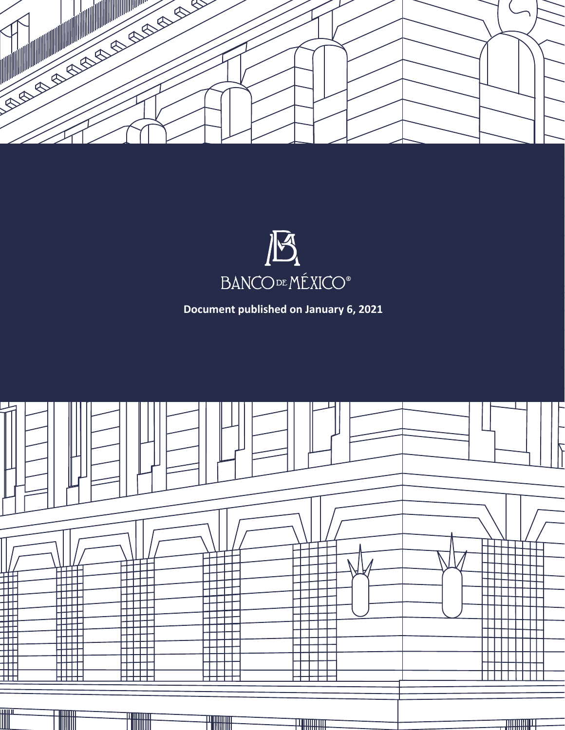BANCO DE MÉXICO®

**Document published on January 6, 2021**